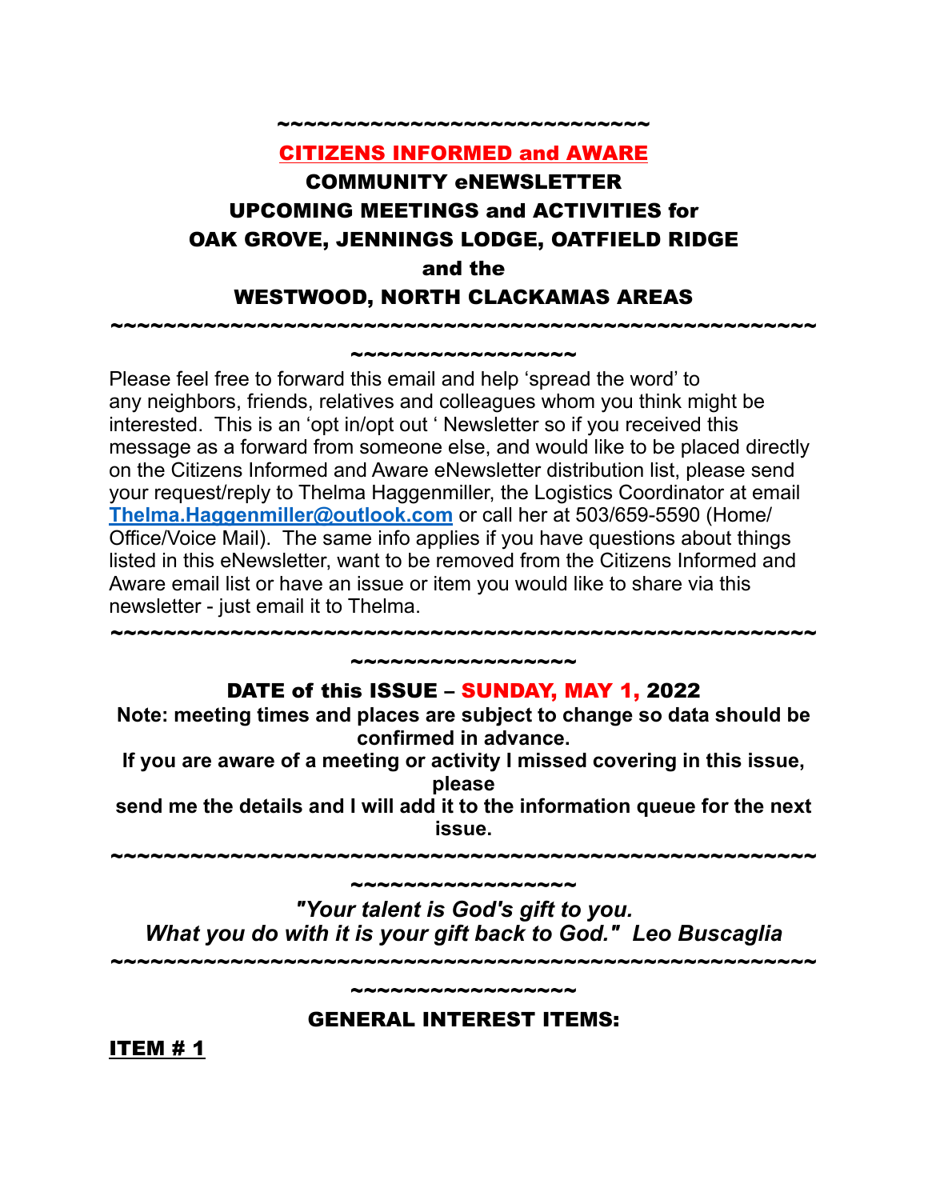~~~~~~~~~~~~~~~~~~~~~~~~~~~~

# CITIZENS INFORMED and AWARE

## COMMUNITY eNEWSLETTER
## UPCOMING MEETINGS and ACTIVITIES for
## OAK GROVE, JENNINGS LODGE, OATFIELD RIDGE
## and the
## WESTWOOD, NORTH CLACKAMAS AREAS

~~~~~~~~~~~~~~~~~~~~~~~~~~~~~~~~~~~~~~~~~~~~~~~~~~~~~~~~~~~~~~~~~~~~~~~

Please feel free to forward this email and help 'spread the word' to any neighbors, friends, relatives and colleagues whom you think might be interested. This is an 'opt in/opt out ' Newsletter so if you received this message as a forward from someone else, and would like to be placed directly on the Citizens Informed and Aware eNewsletter distribution list, please send your request/reply to Thelma Haggenmiller, the Logistics Coordinator at email **Thelma.Haggenmiller@outlook.com** or call her at 503/659-5590 (Home/Office/Voice Mail). The same info applies if you have questions about things listed in this eNewsletter, want to be removed from the Citizens Informed and Aware email list or have an issue or item you would like to share via this newsletter - just email it to Thelma.

~~~~~~~~~~~~~~~~~~~~~~~~~~~~~~~~~~~~~~~~~~~~~~~~~~~~~~~~~~~~~~~~~~~~~~~

**DATE of this ISSUE – SUNDAY, MAY 1, 2022**

**Note: meeting times and places are subject to change so data should be confirmed in advance.**

**If you are aware of a meeting or activity I missed covering in this issue, please send me the details and I will add it to the information queue for the next issue.**

~~~~~~~~~~~~~~~~~~~~~~~~~~~~~~~~~~~~~~~~~~~~~~~~~~~~~~~~~~~~~~~~~~~~~~~

*"Your talent is God's gift to you.*
*What you do with it is your gift back to God." Leo Buscaglia*

~~~~~~~~~~~~~~~~~~~~~~~~~~~~~~~~~~~~~~~~~~~~~~~~~~~~~~~~~~~~~~~~~~~~~~~

## GENERAL INTEREST ITEMS:

**ITEM # 1**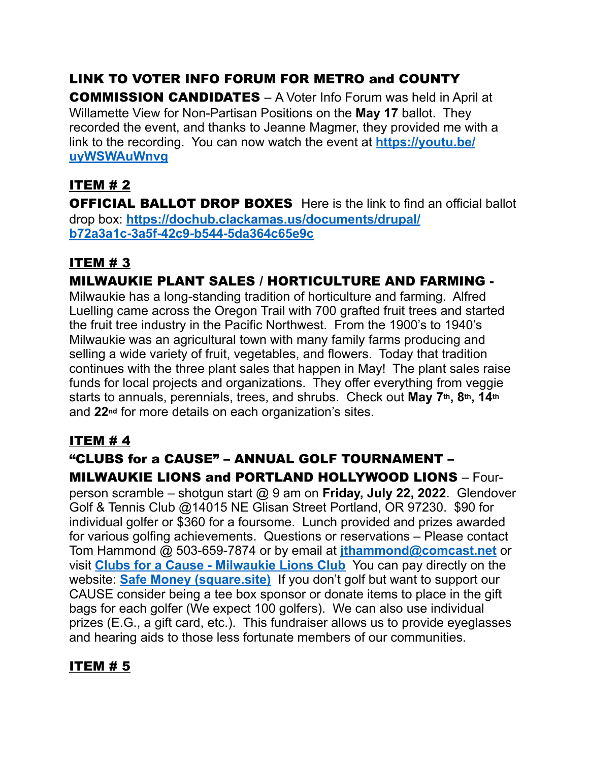**LINK TO VOTER INFO FORUM FOR METRO and COUNTY COMMISSION CANDIDATES** – A Voter Info Forum was held in April at Willamette View for Non-Partisan Positions on the **May 17** ballot. They recorded the event, and thanks to Jeanne Magmer, they provided me with a link to the recording. You can now watch the event at **https://youtu.be/uyWSWAuWnvg**

## ITEM # 2

**OFFICIAL BALLOT DROP BOXES** Here is the link to find an official ballot drop box: **https://dochub.clackamas.us/documents/drupal/b72a3a1c-3a5f-42c9-b544-5da364c65e9c**

## ITEM # 3

**MILWAUKIE PLANT SALES / HORTICULTURE AND FARMING -**
Milwaukie has a long-standing tradition of horticulture and farming. Alfred Luelling came across the Oregon Trail with 700 grafted fruit trees and started the fruit tree industry in the Pacific Northwest. From the 1900's to 1940's Milwaukie was an agricultural town with many family farms producing and selling a wide variety of fruit, vegetables, and flowers. Today that tradition continues with the three plant sales that happen in May! The plant sales raise funds for local projects and organizations. They offer everything from veggie starts to annuals, perennials, trees, and shrubs. Check out **May 7th, 8th, 14th** and **22nd** for more details on each organization's sites.

## ITEM # 4

**"CLUBS for a CAUSE" – ANNUAL GOLF TOURNAMENT – MILWAUKIE LIONS and PORTLAND HOLLYWOOD LIONS** – Four-person scramble – shotgun start @ 9 am on **Friday, July 22, 2022**. Glendover Golf & Tennis Club @14015 NE Glisan Street Portland, OR 97230. $90 for individual golfer or $360 for a foursome. Lunch provided and prizes awarded for various golfing achievements. Questions or reservations – Please contact Tom Hammond @ 503-659-7874 or by email at **jthammond@comcast.net** or visit **Clubs for a Cause - Milwaukie Lions Club** You can pay directly on the website: **Safe Money (square.site)** If you don't golf but want to support our CAUSE consider being a tee box sponsor or donate items to place in the gift bags for each golfer (We expect 100 golfers). We can also use individual prizes (E.G., a gift card, etc.). This fundraiser allows us to provide eyeglasses and hearing aids to those less fortunate members of our communities.

## ITEM # 5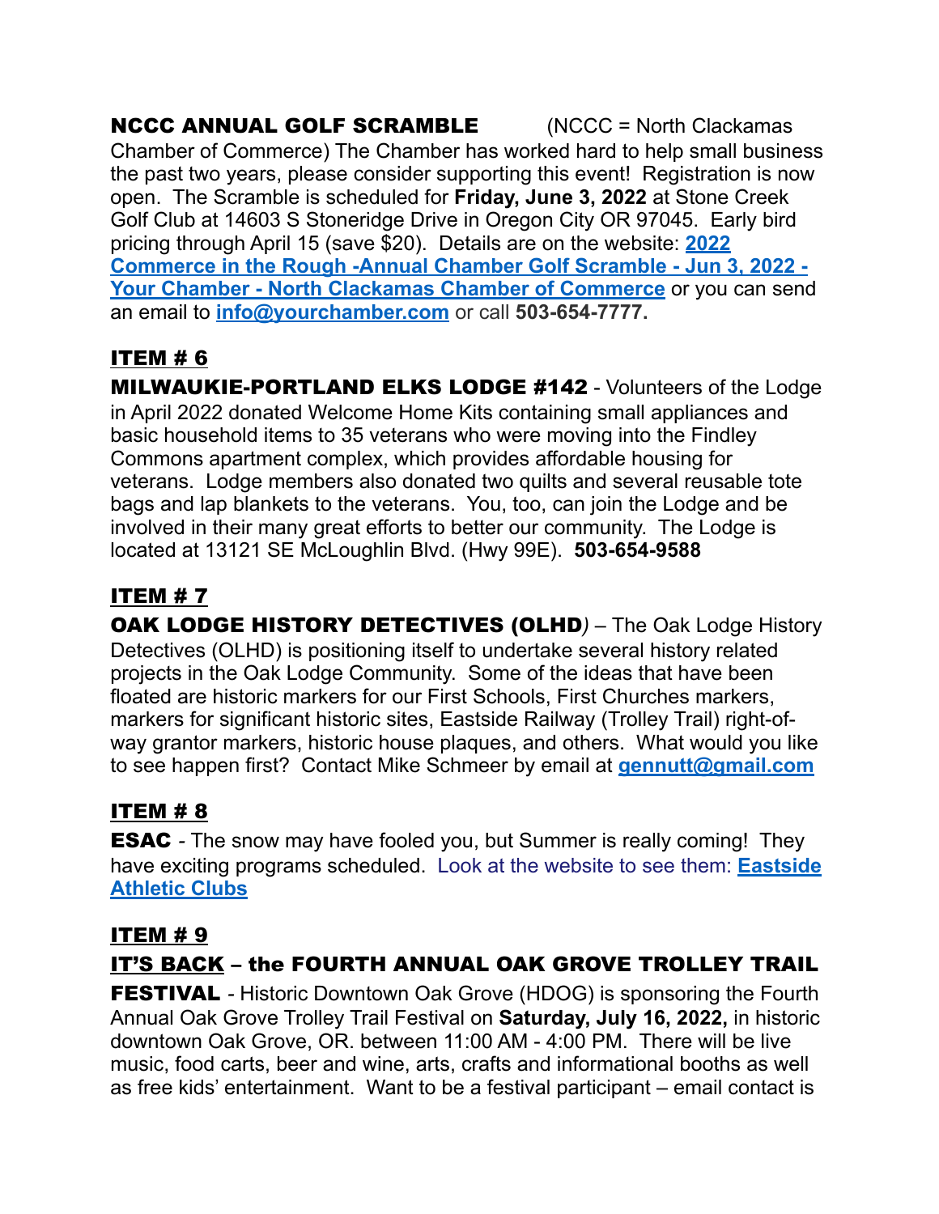**NCCC ANNUAL GOLF SCRAMBLE** (NCCC = North Clackamas Chamber of Commerce) The Chamber has worked hard to help small business the past two years, please consider supporting this event! Registration is now open. The Scramble is scheduled for **Friday, June 3, 2022** at Stone Creek Golf Club at 14603 S Stoneridge Drive in Oregon City OR 97045. Early bird pricing through April 15 (save $20). Details are on the website: **2022 Commerce in the Rough -Annual Chamber Golf Scramble - Jun 3, 2022 - Your Chamber - North Clackamas Chamber of Commerce** or you can send an email to **info@yourchamber.com** or call **503-654-7777.**

## ITEM # 6

**MILWAUKIE-PORTLAND ELKS LODGE #142** - Volunteers of the Lodge in April 2022 donated Welcome Home Kits containing small appliances and basic household items to 35 veterans who were moving into the Findley Commons apartment complex, which provides affordable housing for veterans. Lodge members also donated two quilts and several reusable tote bags and lap blankets to the veterans. You, too, can join the Lodge and be involved in their many great efforts to better our community. The Lodge is located at 13121 SE McLoughlin Blvd. (Hwy 99E). **503-654-9588**

## ITEM # 7

**OAK LODGE HISTORY DETECTIVES (OLHD***)* – The Oak Lodge History Detectives (OLHD) is positioning itself to undertake several history related projects in the Oak Lodge Community. Some of the ideas that have been floated are historic markers for our First Schools, First Churches markers, markers for significant historic sites, Eastside Railway (Trolley Trail) right-of-way grantor markers, historic house plaques, and others. What would you like to see happen first? Contact Mike Schmeer by email at **gennutt@gmail.com**

## ITEM # 8

**ESAC** - The snow may have fooled you, but Summer is really coming! They have exciting programs scheduled. Look at the website to see them: **Eastside Athletic Clubs**

## ITEM # 9

## IT'S BACK – the FOURTH ANNUAL OAK GROVE TROLLEY TRAIL FESTIVAL

- Historic Downtown Oak Grove (HDOG) is sponsoring the Fourth Annual Oak Grove Trolley Trail Festival on **Saturday, July 16, 2022,** in historic downtown Oak Grove, OR. between 11:00 AM - 4:00 PM. There will be live music, food carts, beer and wine, arts, crafts and informational booths as well as free kids' entertainment. Want to be a festival participant – email contact is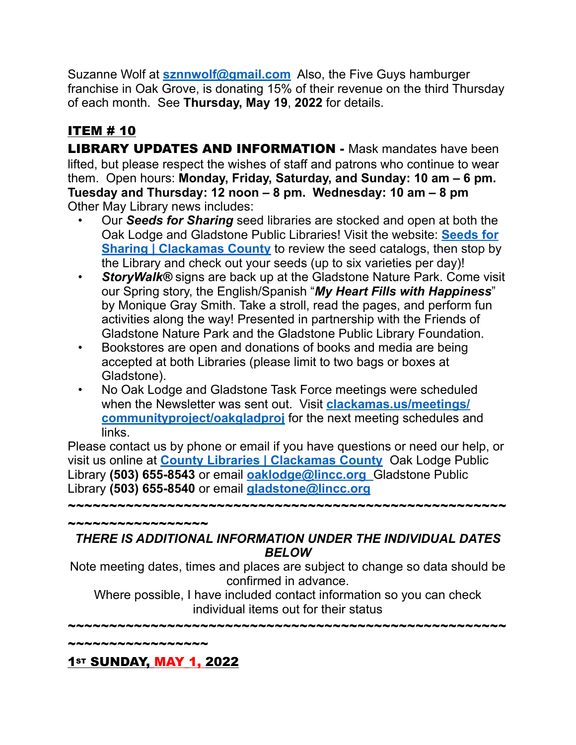Suzanne Wolf at **sznnwolf@gmail.com** Also, the Five Guys hamburger franchise in Oak Grove, is donating 15% of their revenue on the third Thursday of each month. See **Thursday, May 19**, **2022** for details.

## ITEM # 10

**LIBRARY UPDATES AND INFORMATION -** Mask mandates have been lifted, but please respect the wishes of staff and patrons who continue to wear them. Open hours: **Monday, Friday, Saturday, and Sunday: 10 am – 6 pm. Tuesday and Thursday: 12 noon – 8 pm. Wednesday: 10 am – 8 pm**
Other May Library news includes:

- Our ***Seeds for Sharing*** seed libraries are stocked and open at both the Oak Lodge and Gladstone Public Libraries! Visit the website: **Seeds for Sharing | Clackamas County** to review the seed catalogs, then stop by the Library and check out your seeds (up to six varieties per day)!
- ***StoryWalk®*** signs are back up at the Gladstone Nature Park. Come visit our Spring story, the English/Spanish "***My Heart Fills with Happiness***" by Monique Gray Smith. Take a stroll, read the pages, and perform fun activities along the way! Presented in partnership with the Friends of Gladstone Nature Park and the Gladstone Public Library Foundation.
- Bookstores are open and donations of books and media are being accepted at both Libraries (please limit to two bags or boxes at Gladstone).
- No Oak Lodge and Gladstone Task Force meetings were scheduled when the Newsletter was sent out. Visit **clackamas.us/meetings/communityproject/oakgladproj** for the next meeting schedules and links.

Please contact us by phone or email if you have questions or need our help, or visit us online at **County Libraries | Clackamas County** Oak Lodge Public Library **(503) 655-8543** or email **oaklodge@lincc.org** Gladstone Public Library **(503) 655-8540** or email **gladstone@lincc.org**

~~~~~~~~~~~~~~~~~~~~~~~~~~~~~~~~~~~~~~~~~~~~~~~~~~~~~~~~~~~~~~~~~~~~~~~~~~~~~~~~~~~~~~~~~~~~~~

***THERE IS ADDITIONAL INFORMATION UNDER THE INDIVIDUAL DATES BELOW***

Note meeting dates, times and places are subject to change so data should be confirmed in advance.

Where possible, I have included contact information so you can check individual items out for their status

~~~~~~~~~~~~~~~~~~~~~~~~~~~~~~~~~~~~~~~~~~~~~~~~~~~~~~~~~~~~~~~~~~~~~~~~~~~~~~~~~~~~~~~~~~~~~~

## 1ST SUNDAY, MAY 1, 2022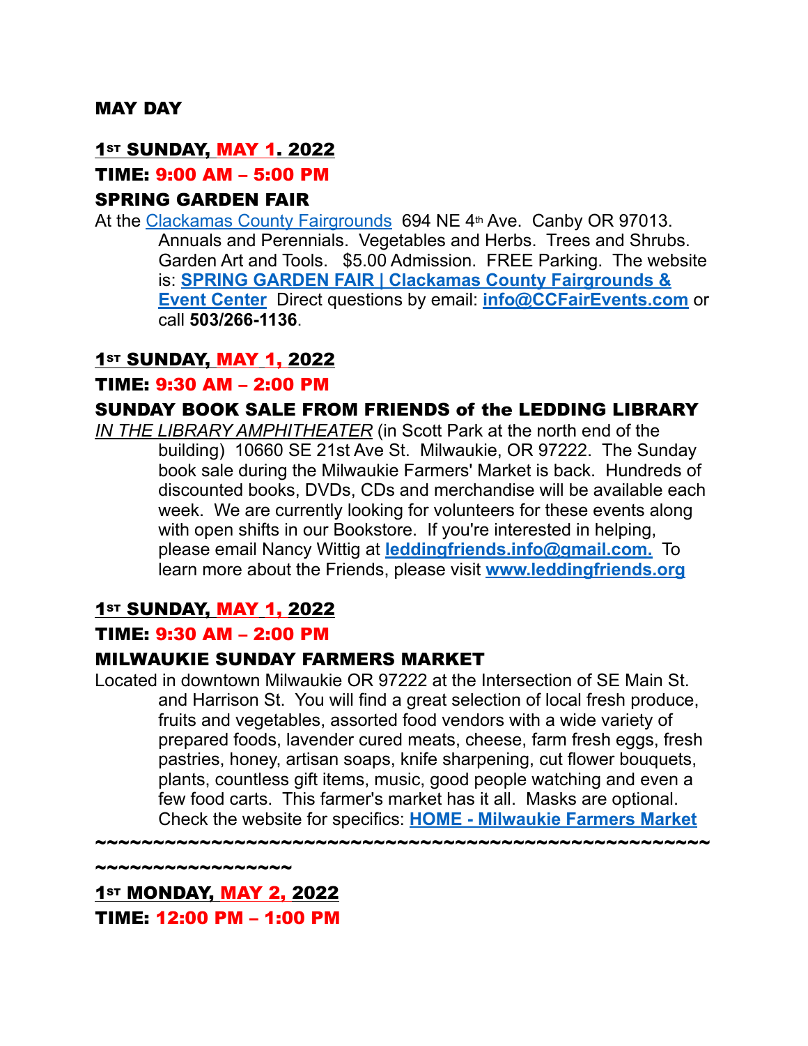**MAY DAY**

**1ST SUNDAY, MAY 1. 2022**

**TIME: 9:00 AM – 5:00 PM**

**SPRING GARDEN FAIR**

At the Clackamas County Fairgrounds 694 NE 4th Ave. Canby OR 97013. Annuals and Perennials. Vegetables and Herbs. Trees and Shrubs. Garden Art and Tools. $5.00 Admission. FREE Parking. The website is: **SPRING GARDEN FAIR | Clackamas County Fairgrounds & Event Center** Direct questions by email: **info@CCFairEvents.com** or call **503/266-1136**.

**1ST SUNDAY, MAY 1, 2022**

**TIME: 9:30 AM – 2:00 PM**

**SUNDAY BOOK SALE FROM FRIENDS of the LEDDING LIBRARY**

*IN THE LIBRARY AMPHITHEATER* (in Scott Park at the north end of the building) 10660 SE 21st Ave St. Milwaukie, OR 97222. The Sunday book sale during the Milwaukie Farmers' Market is back. Hundreds of discounted books, DVDs, CDs and merchandise will be available each week. We are currently looking for volunteers for these events along with open shifts in our Bookstore. If you're interested in helping, please email Nancy Wittig at **leddingfriends.info@gmail.com.** To learn more about the Friends, please visit **www.leddingfriends.org**

**1ST SUNDAY, MAY 1, 2022**

**TIME: 9:30 AM – 2:00 PM**

**MILWAUKIE SUNDAY FARMERS MARKET**

Located in downtown Milwaukie OR 97222 at the Intersection of SE Main St. and Harrison St. You will find a great selection of local fresh produce, fruits and vegetables, assorted food vendors with a wide variety of prepared foods, lavender cured meats, cheese, farm fresh eggs, fresh pastries, honey, artisan soaps, knife sharpening, cut flower bouquets, plants, countless gift items, music, good people watching and even a few food carts. This farmer's market has it all. Masks are optional. Check the website for specifics: **HOME - Milwaukie Farmers Market**

~~~~~~~~~~~~~~~~~~~~~~~~~~~~~~~~~~~~~~~~~~~~~~~~~~~~~~~~~~~~~~~~~~~~~~~

**1ST MONDAY, MAY 2, 2022**

**TIME: 12:00 PM – 1:00 PM**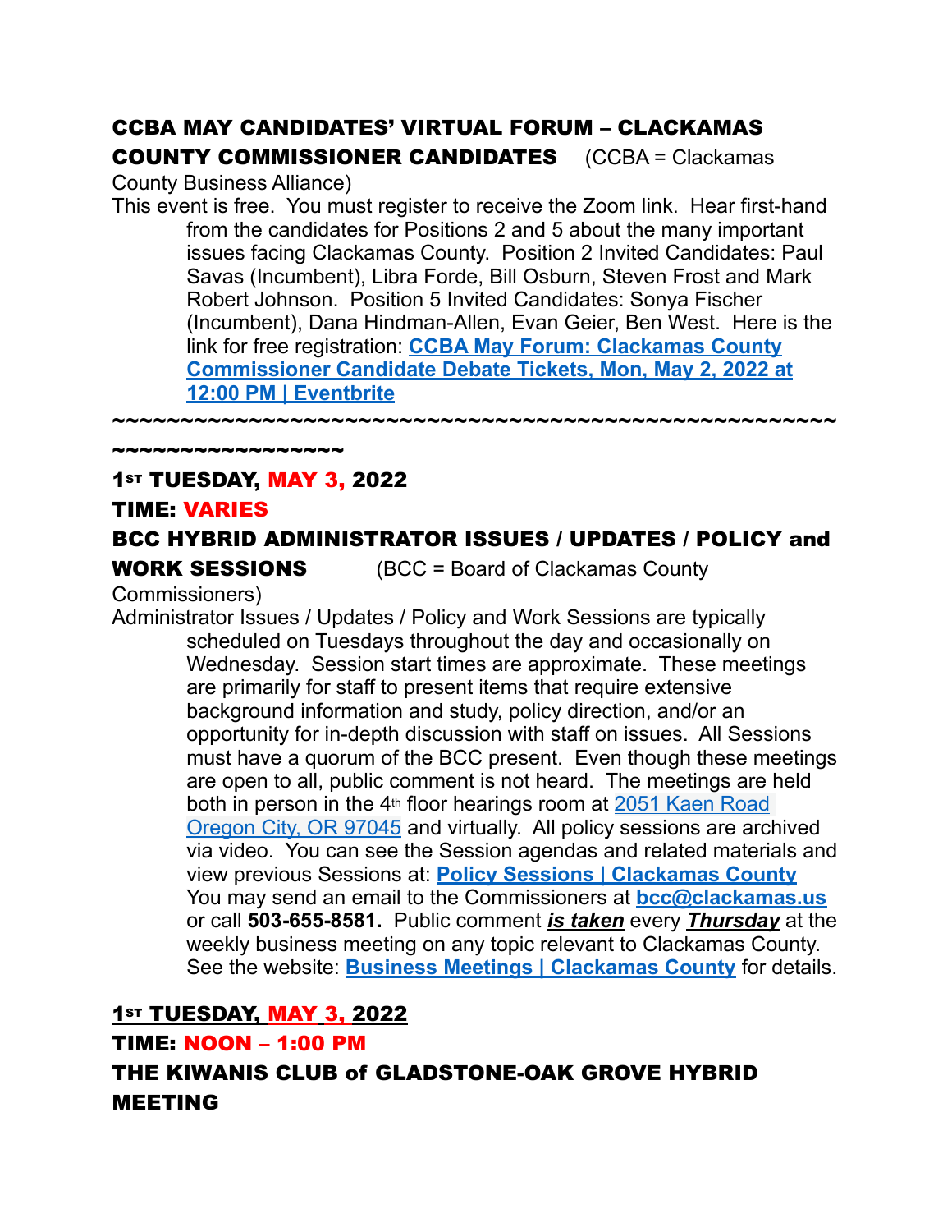**CCBA MAY CANDIDATES' VIRTUAL FORUM – CLACKAMAS COUNTY COMMISSIONER CANDIDATES** (CCBA = Clackamas County Business Alliance)

This event is free. You must register to receive the Zoom link. Hear first-hand from the candidates for Positions 2 and 5 about the many important issues facing Clackamas County. Position 2 Invited Candidates: Paul Savas (Incumbent), Libra Forde, Bill Osburn, Steven Frost and Mark Robert Johnson. Position 5 Invited Candidates: Sonya Fischer (Incumbent), Dana Hindman-Allen, Evan Geier, Ben West. Here is the link for free registration: **CCBA May Forum: Clackamas County Commissioner Candidate Debate Tickets, Mon, May 2, 2022 at 12:00 PM | Eventbrite**

~~~~~~~~~~~~~~~~~~~~~~~~~~~~~~~~~~~~~~~~~~~~~~~~~~~~~~~~~~~~~~~~~~~~~

**1ST TUESDAY, MAY 3, 2022**

**TIME: VARIES**

**BCC HYBRID ADMINISTRATOR ISSUES / UPDATES / POLICY and WORK SESSIONS** (BCC = Board of Clackamas County Commissioners)

Administrator Issues / Updates / Policy and Work Sessions are typically scheduled on Tuesdays throughout the day and occasionally on Wednesday. Session start times are approximate. These meetings are primarily for staff to present items that require extensive background information and study, policy direction, and/or an opportunity for in-depth discussion with staff on issues. All Sessions must have a quorum of the BCC present. Even though these meetings are open to all, public comment is not heard. The meetings are held both in person in the 4th floor hearings room at 2051 Kaen Road Oregon City, OR 97045 and virtually. All policy sessions are archived via video. You can see the Session agendas and related materials and view previous Sessions at: **Policy Sessions | Clackamas County** You may send an email to the Commissioners at **bcc@clackamas.us** or call **503-655-8581.** Public comment ***is taken*** every ***Thursday*** at the weekly business meeting on any topic relevant to Clackamas County. See the website: **Business Meetings | Clackamas County** for details.

**1ST TUESDAY, MAY 3, 2022**

**TIME: NOON – 1:00 PM**

**THE KIWANIS CLUB of GLADSTONE-OAK GROVE HYBRID MEETING**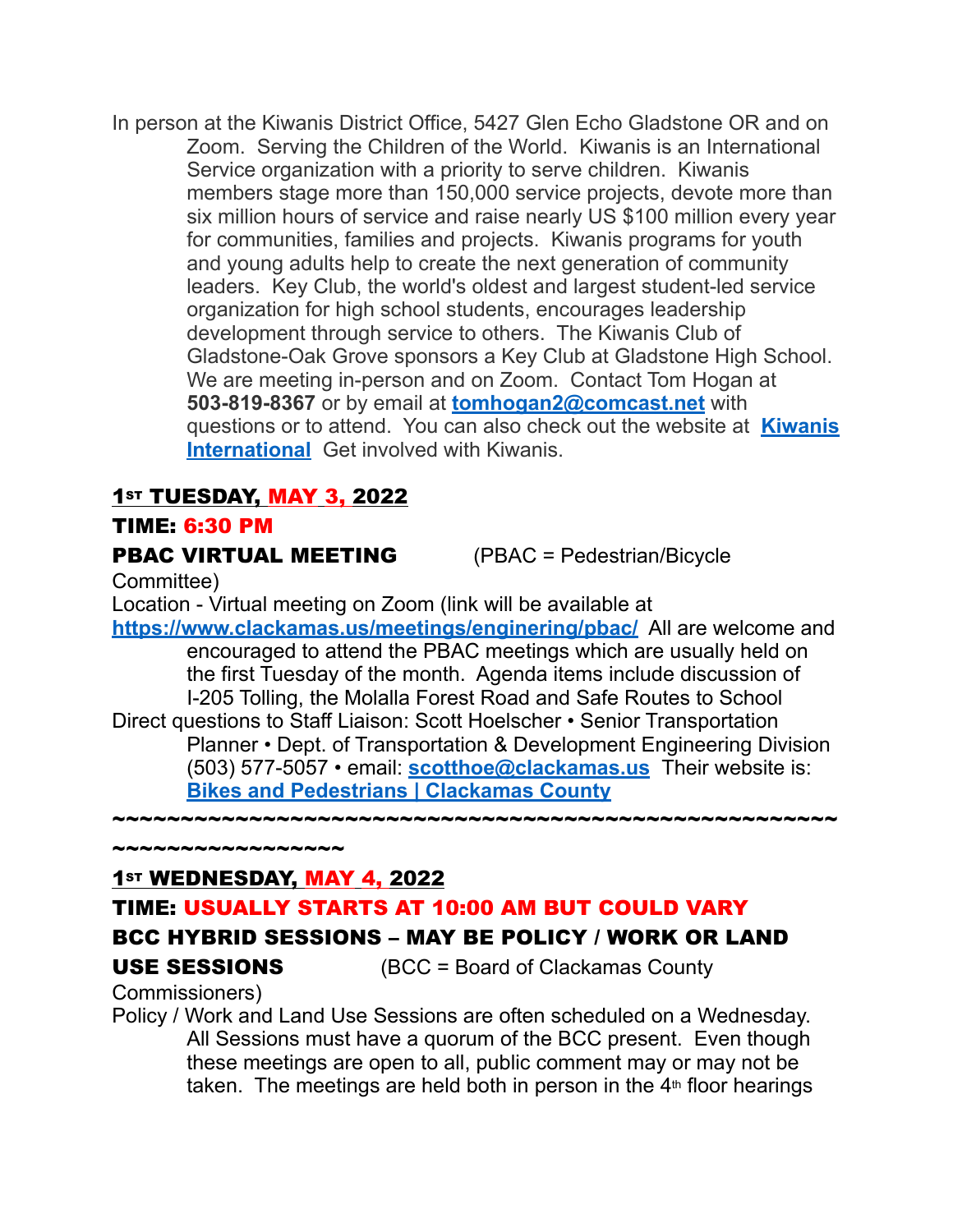In person at the Kiwanis District Office, 5427 Glen Echo Gladstone OR and on Zoom. Serving the Children of the World. Kiwanis is an International Service organization with a priority to serve children. Kiwanis members stage more than 150,000 service projects, devote more than six million hours of service and raise nearly US $100 million every year for communities, families and projects. Kiwanis programs for youth and young adults help to create the next generation of community leaders. Key Club, the world's oldest and largest student-led service organization for high school students, encourages leadership development through service to others. The Kiwanis Club of Gladstone-Oak Grove sponsors a Key Club at Gladstone High School. We are meeting in-person and on Zoom. Contact Tom Hogan at **503-819-8367** or by email at **tomhogan2@comcast.net** with questions or to attend. You can also check out the website at **Kiwanis International** Get involved with Kiwanis.

**1ST TUESDAY, MAY 3, 2022**

**TIME: 6:30 PM**

**PBAC VIRTUAL MEETING** (PBAC = Pedestrian/Bicycle Committee)

Location - Virtual meeting on Zoom (link will be available at **https://www.clackamas.us/meetings/enginering/pbac/** All are welcome and encouraged to attend the PBAC meetings which are usually held on the first Tuesday of the month. Agenda items include discussion of I-205 Tolling, the Molalla Forest Road and Safe Routes to School

Direct questions to Staff Liaison: Scott Hoelscher • Senior Transportation Planner • Dept. of Transportation & Development Engineering Division (503) 577-5057 • email: **scotthoe@clackamas.us** Their website is: **Bikes and Pedestrians | Clackamas County**

~~~~~~~~~~~~~~~~~~~~~~~~~~~~~~~~~~~~~~~~~~~~~~~~~~~~~~~~~~~~~~~~~~~

**1ST WEDNESDAY, MAY 4, 2022**

**TIME: USUALLY STARTS AT 10:00 AM BUT COULD VARY**

**BCC HYBRID SESSIONS – MAY BE POLICY / WORK OR LAND USE SESSIONS** (BCC = Board of Clackamas County Commissioners)

Policy / Work and Land Use Sessions are often scheduled on a Wednesday. All Sessions must have a quorum of the BCC present. Even though these meetings are open to all, public comment may or may not be taken. The meetings are held both in person in the 4th floor hearings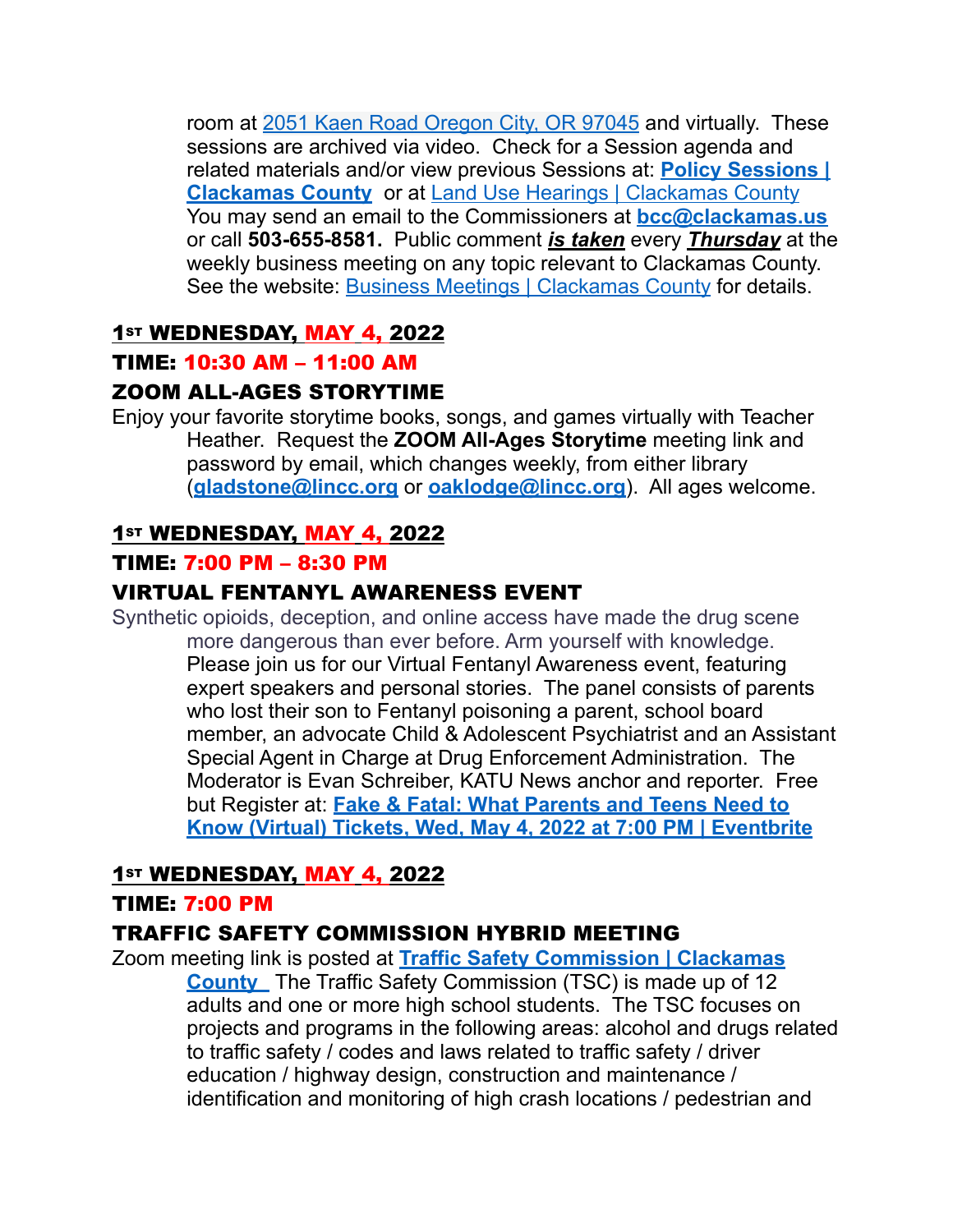room at 2051 Kaen Road Oregon City, OR 97045 and virtually. These sessions are archived via video. Check for a Session agenda and related materials and/or view previous Sessions at: **Policy Sessions | Clackamas County** or at Land Use Hearings | Clackamas County You may send an email to the Commissioners at **bcc@clackamas.us** or call **503-655-8581.** Public comment ***is taken*** every ***Thursday*** at the weekly business meeting on any topic relevant to Clackamas County. See the website: Business Meetings | Clackamas County for details.

### 1ST WEDNESDAY, MAY 4, 2022

### TIME: 10:30 AM – 11:00 AM

### ZOOM ALL-AGES STORYTIME

Enjoy your favorite storytime books, songs, and games virtually with Teacher Heather. Request the **ZOOM All-Ages Storytime** meeting link and password by email, which changes weekly, from either library (**gladstone@lincc.org** or **oaklodge@lincc.org**). All ages welcome.

### 1ST WEDNESDAY, MAY 4, 2022

### TIME: 7:00 PM – 8:30 PM

### VIRTUAL FENTANYL AWARENESS EVENT

Synthetic opioids, deception, and online access have made the drug scene more dangerous than ever before. Arm yourself with knowledge. Please join us for our Virtual Fentanyl Awareness event, featuring expert speakers and personal stories. The panel consists of parents who lost their son to Fentanyl poisoning a parent, school board member, an advocate Child & Adolescent Psychiatrist and an Assistant Special Agent in Charge at Drug Enforcement Administration. The Moderator is Evan Schreiber, KATU News anchor and reporter. Free but Register at: **Fake & Fatal: What Parents and Teens Need to Know (Virtual) Tickets, Wed, May 4, 2022 at 7:00 PM | Eventbrite**

### 1ST WEDNESDAY, MAY 4, 2022

### TIME: 7:00 PM

### TRAFFIC SAFETY COMMISSION HYBRID MEETING

Zoom meeting link is posted at **Traffic Safety Commission | Clackamas County** The Traffic Safety Commission (TSC) is made up of 12 adults and one or more high school students. The TSC focuses on projects and programs in the following areas: alcohol and drugs related to traffic safety / codes and laws related to traffic safety / driver education / highway design, construction and maintenance / identification and monitoring of high crash locations / pedestrian and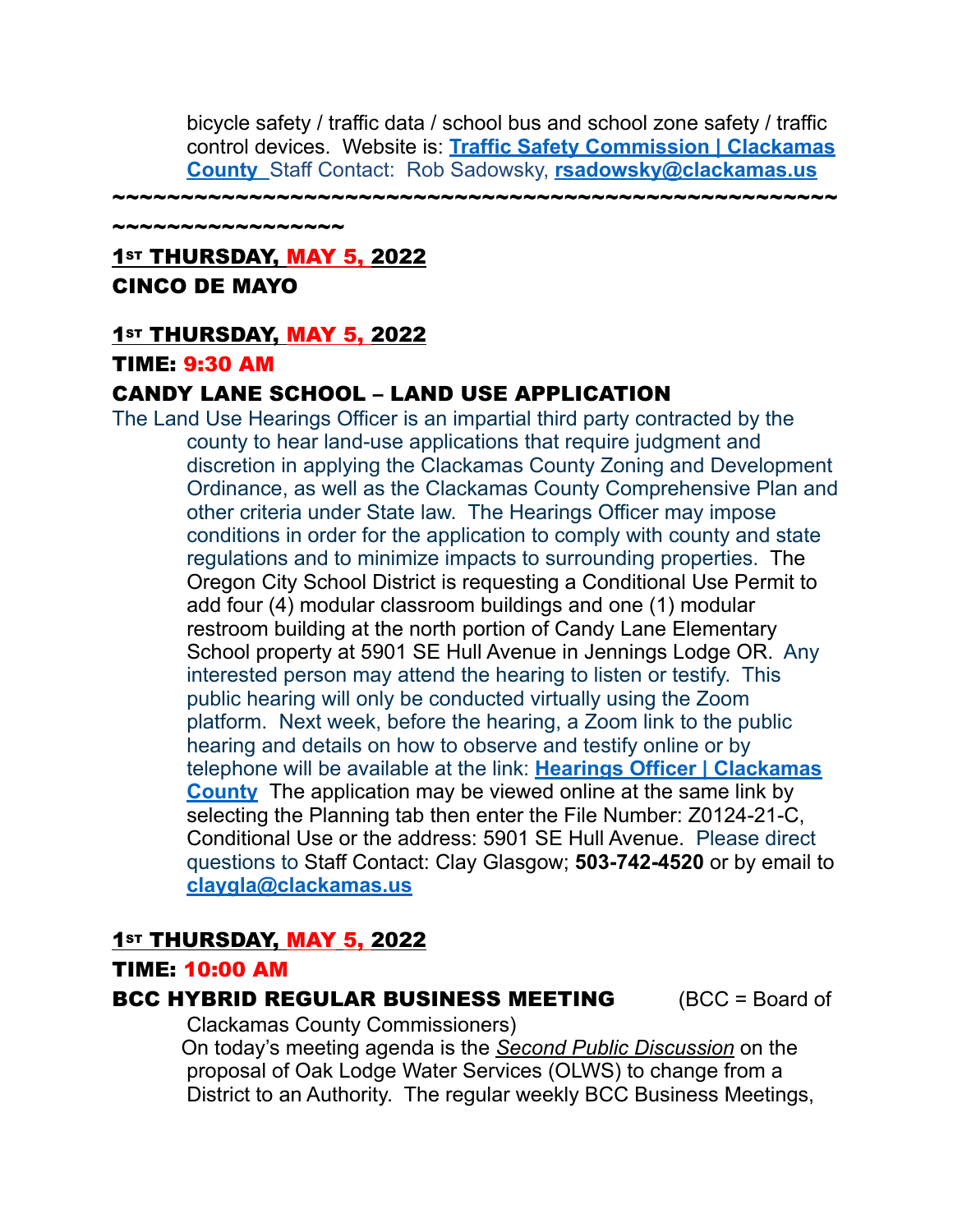bicycle safety / traffic data / school bus and school zone safety / traffic control devices. Website is: **[Traffic Safety Commission | Clackamas County](#)** Staff Contact: Rob Sadowsky, **rsadowsky@clackamas.us**

~~~~~~~~~~~~~~~~~~~~~~~~~~~~~~~~~~~~~~~~~~~~~~~~~~~~~~~~~~~~~~~~~~~~~~~~

**1ST THURSDAY, MAY 5, 2022**

**CINCO DE MAYO**

**1ST THURSDAY, MAY 5, 2022**

**TIME: 9:30 AM**

**CANDY LANE SCHOOL – LAND USE APPLICATION**

The Land Use Hearings Officer is an impartial third party contracted by the county to hear land-use applications that require judgment and discretion in applying the Clackamas County Zoning and Development Ordinance, as well as the Clackamas County Comprehensive Plan and other criteria under State law. The Hearings Officer may impose conditions in order for the application to comply with county and state regulations and to minimize impacts to surrounding properties. The Oregon City School District is requesting a Conditional Use Permit to add four (4) modular classroom buildings and one (1) modular restroom building at the north portion of Candy Lane Elementary School property at 5901 SE Hull Avenue in Jennings Lodge OR. Any interested person may attend the hearing to listen or testify. This public hearing will only be conducted virtually using the Zoom platform. Next week, before the hearing, a Zoom link to the public hearing and details on how to observe and testify online or by telephone will be available at the link: **[Hearings Officer | Clackamas County](#)** The application may be viewed online at the same link by selecting the Planning tab then enter the File Number: Z0124-21-C, Conditional Use or the address: 5901 SE Hull Avenue. Please direct questions to Staff Contact: Clay Glasgow; **503-742-4520** or by email to **claygla@clackamas.us**

**1ST THURSDAY, MAY 5, 2022**

**TIME: 10:00 AM**

**BCC HYBRID REGULAR BUSINESS MEETING** (BCC = Board of Clackamas County Commissioners)

On today's meeting agenda is the *Second Public Discussion* on the proposal of Oak Lodge Water Services (OLWS) to change from a District to an Authority. The regular weekly BCC Business Meetings,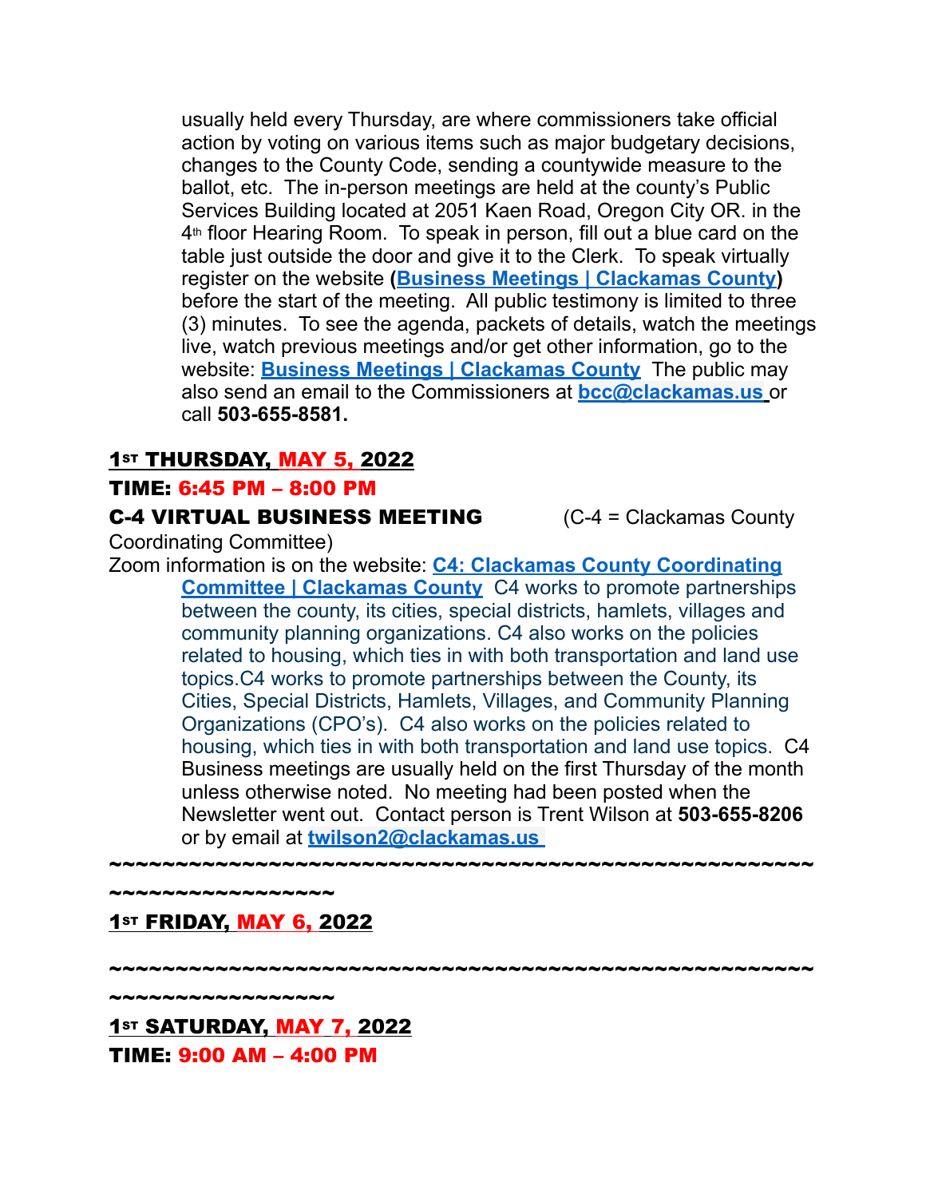usually held every Thursday, are where commissioners take official action by voting on various items such as major budgetary decisions, changes to the County Code, sending a countywide measure to the ballot, etc. The in-person meetings are held at the county's Public Services Building located at 2051 Kaen Road, Oregon City OR. in the 4th floor Hearing Room. To speak in person, fill out a blue card on the table just outside the door and give it to the Clerk. To speak virtually register on the website (**Business Meetings | Clackamas County**) before the start of the meeting. All public testimony is limited to three (3) minutes. To see the agenda, packets of details, watch the meetings live, watch previous meetings and/or get other information, go to the website: **Business Meetings | Clackamas County** The public may also send an email to the Commissioners at **bcc@clackamas.us** or call **503-655-8581.**

## 1ST THURSDAY, MAY 5, 2022

**TIME: 6:45 PM – 8:00 PM**

**C-4 VIRTUAL BUSINESS MEETING** (C-4 = Clackamas County Coordinating Committee)

Zoom information is on the website: **C4: Clackamas County Coordinating Committee | Clackamas County** C4 works to promote partnerships between the county, its cities, special districts, hamlets, villages and community planning organizations. C4 also works on the policies related to housing, which ties in with both transportation and land use topics.C4 works to promote partnerships between the County, its Cities, Special Districts, Hamlets, Villages, and Community Planning Organizations (CPO's). C4 also works on the policies related to housing, which ties in with both transportation and land use topics. C4 Business meetings are usually held on the first Thursday of the month unless otherwise noted. No meeting had been posted when the Newsletter went out. Contact person is Trent Wilson at **503-655-8206** or by email at **twilson2@clackamas.us**

~~~~~~~~~~~~~~~~~~~~~~~~~~~~~~~~~~~~~~~~~~~~~~~~~~~~~~~~~~~~~~~~~~~~~~

## 1ST FRIDAY, MAY 6, 2022

~~~~~~~~~~~~~~~~~~~~~~~~~~~~~~~~~~~~~~~~~~~~~~~~~~~~~~~~~~~~~~~~~~~~~~

## 1ST SATURDAY, MAY 7, 2022

**TIME: 9:00 AM – 4:00 PM**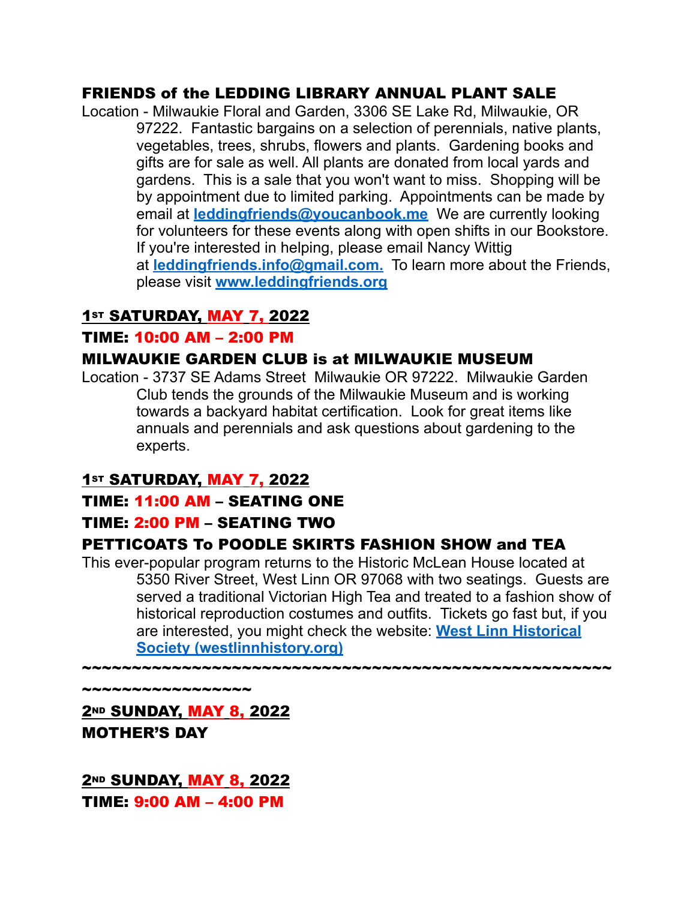**FRIENDS of the LEDDING LIBRARY ANNUAL PLANT SALE**

Location - Milwaukie Floral and Garden, 3306 SE Lake Rd, Milwaukie, OR 97222. Fantastic bargains on a selection of perennials, native plants, vegetables, trees, shrubs, flowers and plants. Gardening books and gifts are for sale as well. All plants are donated from local yards and gardens. This is a sale that you won't want to miss. Shopping will be by appointment due to limited parking. Appointments can be made by email at **leddingfriends@youcanbook.me** We are currently looking for volunteers for these events along with open shifts in our Bookstore. If you're interested in helping, please email Nancy Wittig at **leddingfriends.info@gmail.com.** To learn more about the Friends, please visit **www.leddingfriends.org**

**1ST SATURDAY, MAY 7, 2022**

**TIME: 10:00 AM – 2:00 PM**

**MILWAUKIE GARDEN CLUB is at MILWAUKIE MUSEUM**

Location - 3737 SE Adams Street Milwaukie OR 97222. Milwaukie Garden Club tends the grounds of the Milwaukie Museum and is working towards a backyard habitat certification. Look for great items like annuals and perennials and ask questions about gardening to the experts.

**1ST SATURDAY, MAY 7, 2022**

**TIME: 11:00 AM – SEATING ONE**

**TIME: 2:00 PM – SEATING TWO**

**PETTICOATS To POODLE SKIRTS FASHION SHOW and TEA**

This ever-popular program returns to the Historic McLean House located at 5350 River Street, West Linn OR 97068 with two seatings. Guests are served a traditional Victorian High Tea and treated to a fashion show of historical reproduction costumes and outfits. Tickets go fast but, if you are interested, you might check the website: **West Linn Historical Society (westlinnhistory.org)**

~~~~~~~~~~~~~~~~~~~~~~~~~~~~~~~~~~~~~~~~~~~~~~~~~~~~~~~~~~~~~~~~~~~~~~~~

**2ND SUNDAY, MAY 8, 2022**

**MOTHER'S DAY**

**2ND SUNDAY, MAY 8, 2022**

**TIME: 9:00 AM – 4:00 PM**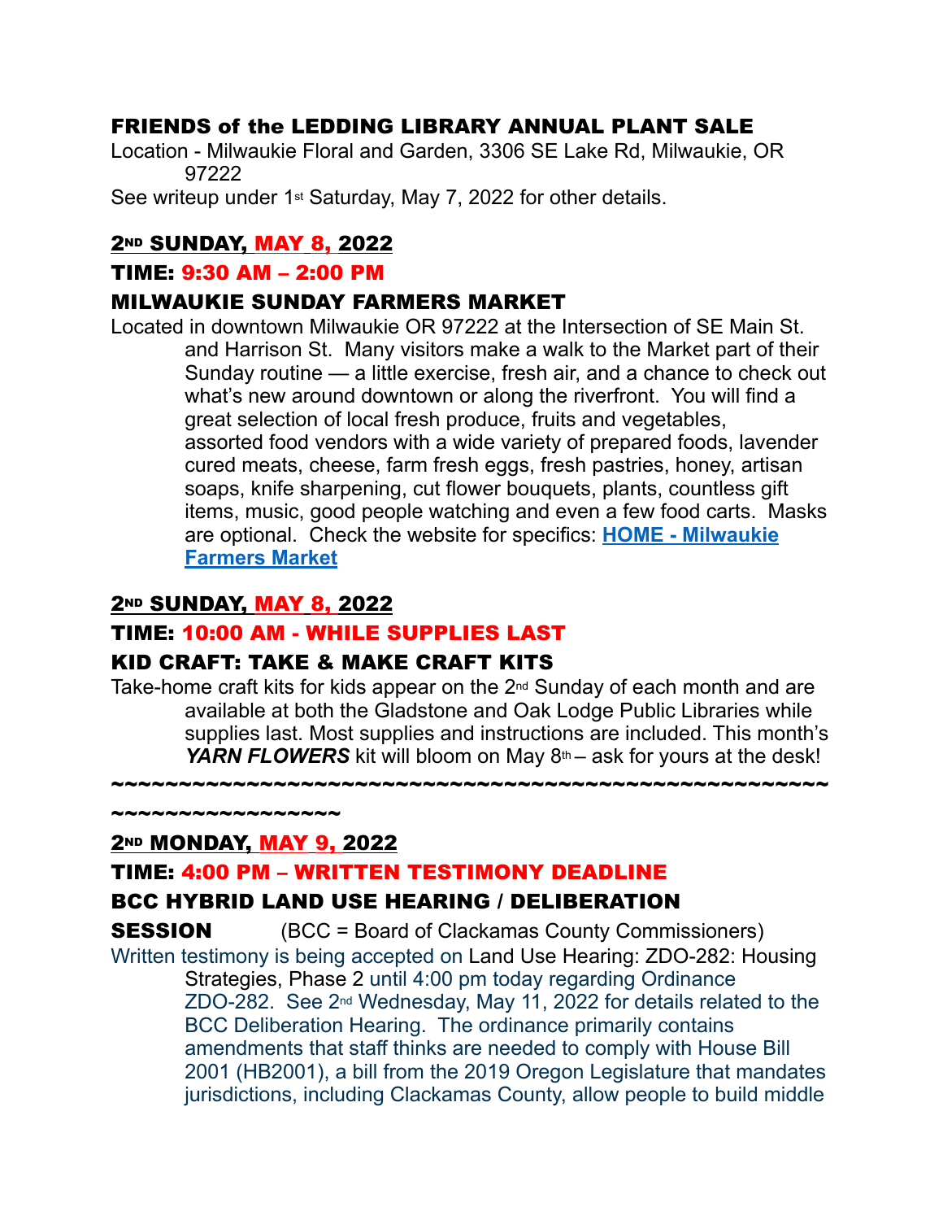### FRIENDS of the LEDDING LIBRARY ANNUAL PLANT SALE

Location - Milwaukie Floral and Garden, 3306 SE Lake Rd, Milwaukie, OR 97222

See writeup under 1st Saturday, May 7, 2022 for other details.

### 2ND SUNDAY, MAY 8, 2022

### TIME: 9:30 AM – 2:00 PM

### MILWAUKIE SUNDAY FARMERS MARKET

Located in downtown Milwaukie OR 97222 at the Intersection of SE Main St. and Harrison St. Many visitors make a walk to the Market part of their Sunday routine — a little exercise, fresh air, and a chance to check out what's new around downtown or along the riverfront. You will find a great selection of local fresh produce, fruits and vegetables, assorted food vendors with a wide variety of prepared foods, lavender cured meats, cheese, farm fresh eggs, fresh pastries, honey, artisan soaps, knife sharpening, cut flower bouquets, plants, countless gift items, music, good people watching and even a few food carts. Masks are optional. Check the website for specifics: **HOME - Milwaukie Farmers Market**

### 2ND SUNDAY, MAY 8, 2022

### TIME: 10:00 AM - WHILE SUPPLIES LAST

### KID CRAFT: TAKE & MAKE CRAFT KITS

Take-home craft kits for kids appear on the 2nd Sunday of each month and are available at both the Gladstone and Oak Lodge Public Libraries while supplies last. Most supplies and instructions are included. This month's ***YARN FLOWERS*** kit will bloom on May 8th – ask for yours at the desk!

~~~~~~~~~~~~~~~~~~~~~~~~~~~~~~~~~~~~~~~~~~~~~~~~~~~~~~~~~~~~~~~~~~~~~~

### 2ND MONDAY, MAY 9, 2022

### TIME: 4:00 PM – WRITTEN TESTIMONY DEADLINE

### BCC HYBRID LAND USE HEARING / DELIBERATION SESSION

(BCC = Board of Clackamas County Commissioners)

Written testimony is being accepted on Land Use Hearing: ZDO-282: Housing Strategies, Phase 2 until 4:00 pm today regarding Ordinance ZDO-282. See 2nd Wednesday, May 11, 2022 for details related to the BCC Deliberation Hearing. The ordinance primarily contains amendments that staff thinks are needed to comply with House Bill 2001 (HB2001), a bill from the 2019 Oregon Legislature that mandates jurisdictions, including Clackamas County, allow people to build middle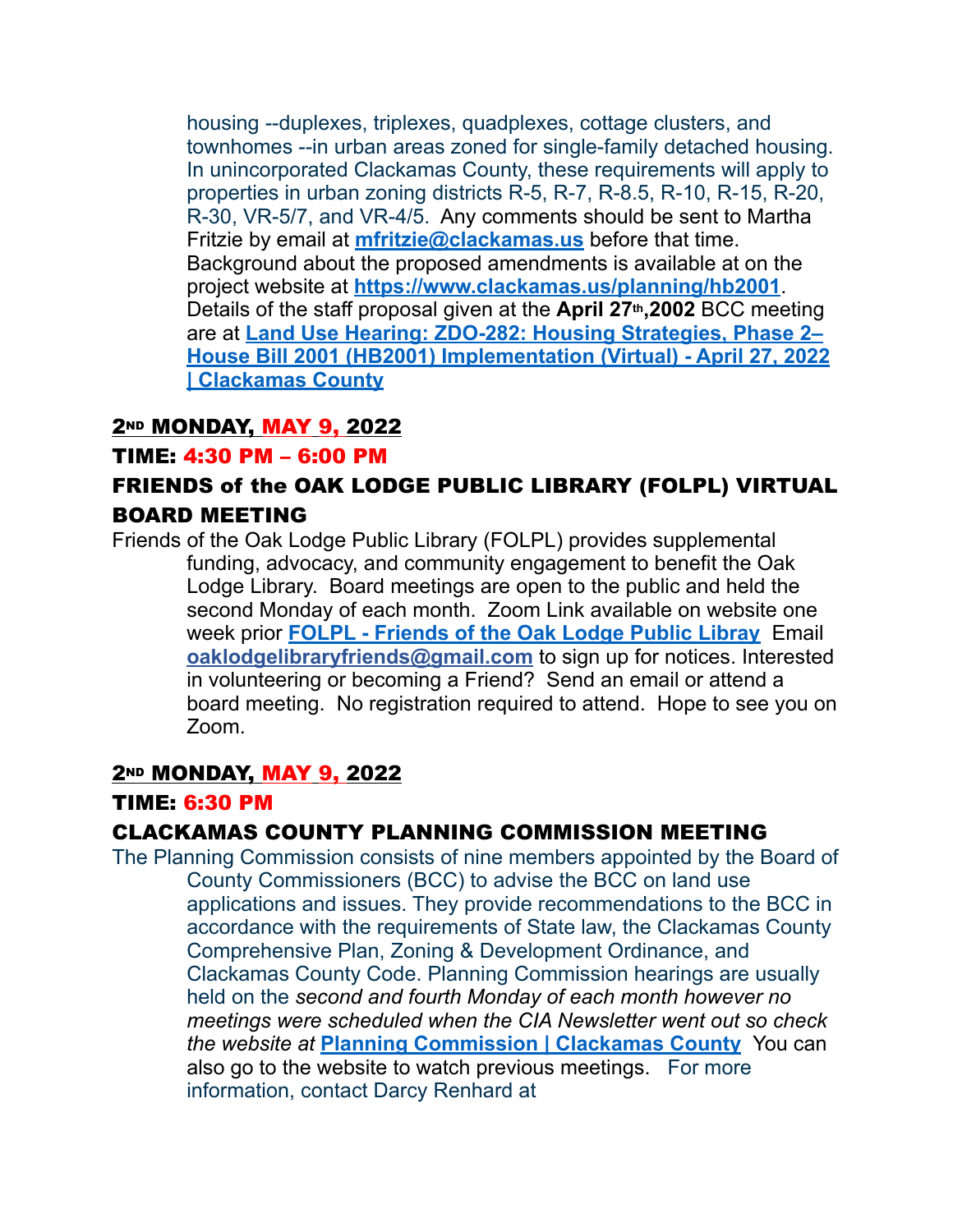housing --duplexes, triplexes, quadplexes, cottage clusters, and townhomes --in urban areas zoned for single-family detached housing. In unincorporated Clackamas County, these requirements will apply to properties in urban zoning districts R-5, R-7, R-8.5, R-10, R-15, R-20, R-30, VR-5/7, and VR-4/5. Any comments should be sent to Martha Fritzie by email at **mfritzie@clackamas.us** before that time. Background about the proposed amendments is available at on the project website at **https://www.clackamas.us/planning/hb2001**. Details of the staff proposal given at the **April 27th,2002** BCC meeting are at **Land Use Hearing: ZDO-282: Housing Strategies, Phase 2– House Bill 2001 (HB2001) Implementation (Virtual) - April 27, 2022 | Clackamas County**

## 2ND MONDAY, MAY 9, 2022

## TIME: 4:30 PM – 6:00 PM

## FRIENDS of the OAK LODGE PUBLIC LIBRARY (FOLPL) VIRTUAL BOARD MEETING

Friends of the Oak Lodge Public Library (FOLPL) provides supplemental funding, advocacy, and community engagement to benefit the Oak Lodge Library. Board meetings are open to the public and held the second Monday of each month. Zoom Link available on website one week prior **FOLPL - Friends of the Oak Lodge Public Libray** Email **oaklodgelibraryfriends@gmail.com** to sign up for notices. Interested in volunteering or becoming a Friend? Send an email or attend a board meeting. No registration required to attend. Hope to see you on Zoom.

## 2ND MONDAY, MAY 9, 2022

## TIME: 6:30 PM

## CLACKAMAS COUNTY PLANNING COMMISSION MEETING

The Planning Commission consists of nine members appointed by the Board of County Commissioners (BCC) to advise the BCC on land use applications and issues. They provide recommendations to the BCC in accordance with the requirements of State law, the Clackamas County Comprehensive Plan, Zoning & Development Ordinance, and Clackamas County Code. Planning Commission hearings are usually held on the *second and fourth Monday of each month however no meetings were scheduled when the CIA Newsletter went out so check the website at* **Planning Commission | Clackamas County** You can also go to the website to watch previous meetings. For more information, contact Darcy Renhard at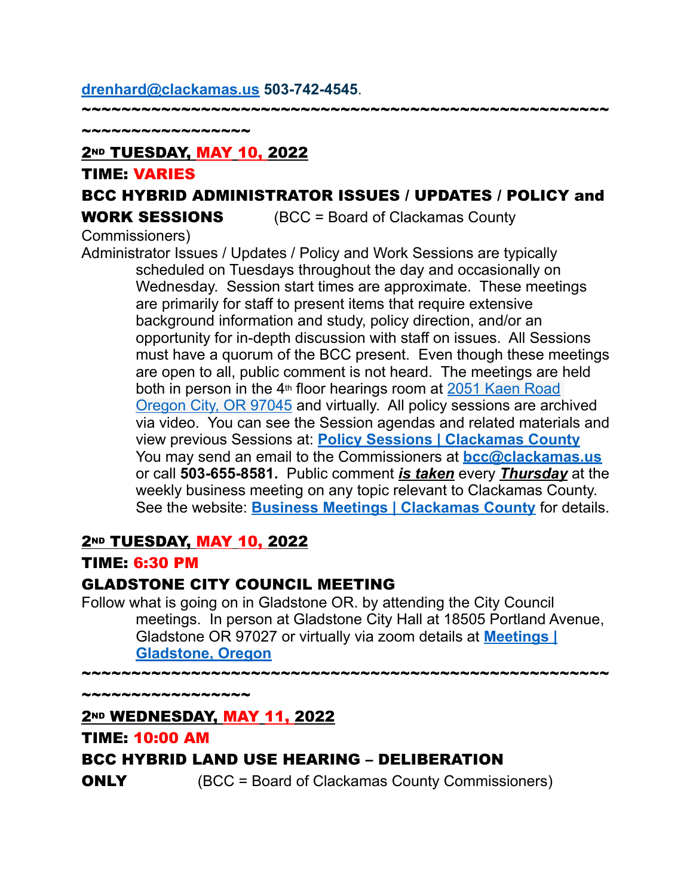drenhard@clackamas.us **503-742-4545**.

**~~~~~~~~~~~~~~~~~~~~~~~~~~~~~~~~~~~~~~~~~~~~~~~~~~~~~~~~~~~~~~~~~~~~**

**2ND TUESDAY, MAY 10, 2022**

**TIME: VARIES**

**BCC HYBRID ADMINISTRATOR ISSUES / UPDATES / POLICY and WORK SESSIONS** (BCC = Board of Clackamas County Commissioners)

Administrator Issues / Updates / Policy and Work Sessions are typically scheduled on Tuesdays throughout the day and occasionally on Wednesday. Session start times are approximate. These meetings are primarily for staff to present items that require extensive background information and study, policy direction, and/or an opportunity for in-depth discussion with staff on issues. All Sessions must have a quorum of the BCC present. Even though these meetings are open to all, public comment is not heard. The meetings are held both in person in the 4th floor hearings room at 2051 Kaen Road Oregon City, OR 97045 and virtually. All policy sessions are archived via video. You can see the Session agendas and related materials and view previous Sessions at: **Policy Sessions | Clackamas County** You may send an email to the Commissioners at **bcc@clackamas.us** or call **503-655-8581.** Public comment ***is taken*** every ***Thursday*** at the weekly business meeting on any topic relevant to Clackamas County. See the website: **Business Meetings | Clackamas County** for details.

**2ND TUESDAY, MAY 10, 2022**

**TIME: 6:30 PM**

**GLADSTONE CITY COUNCIL MEETING**

Follow what is going on in Gladstone OR. by attending the City Council meetings. In person at Gladstone City Hall at 18505 Portland Avenue, Gladstone OR 97027 or virtually via zoom details at **Meetings | Gladstone, Oregon**

**~~~~~~~~~~~~~~~~~~~~~~~~~~~~~~~~~~~~~~~~~~~~~~~~~~~~~~~~~~~~~~~~~~~~**

**2ND WEDNESDAY, MAY 11, 2022**

**TIME: 10:00 AM**

**BCC HYBRID LAND USE HEARING – DELIBERATION ONLY** (BCC = Board of Clackamas County Commissioners)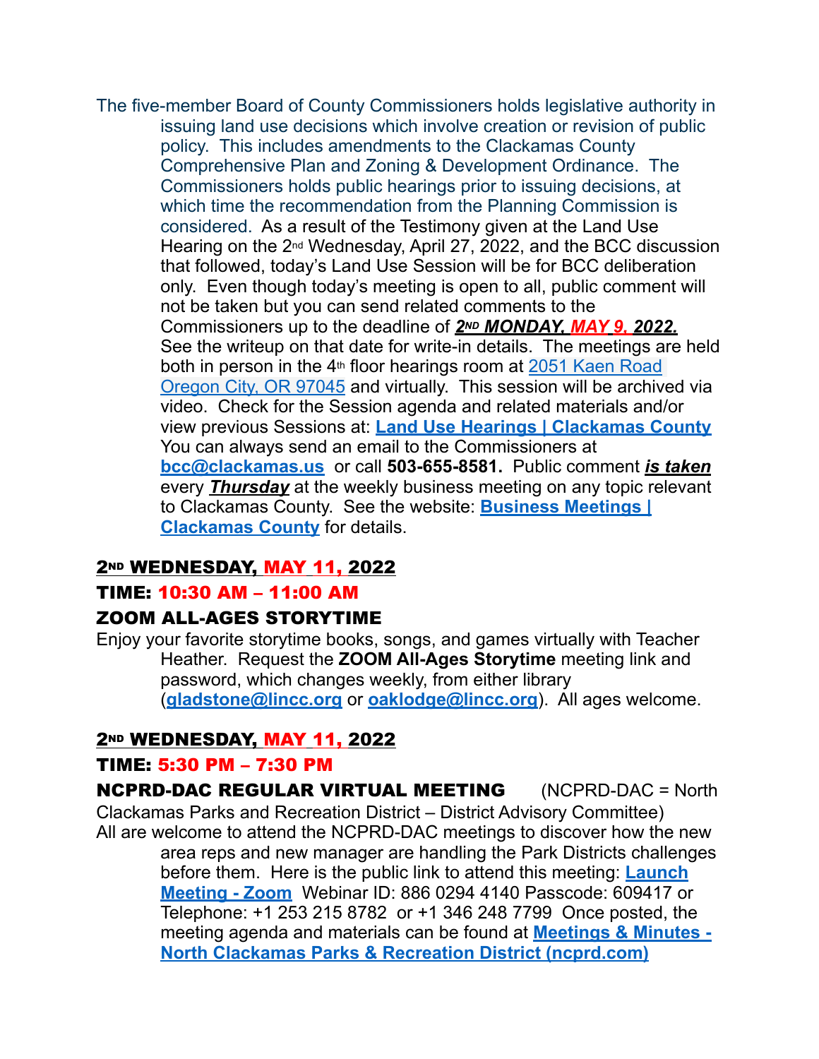The five-member Board of County Commissioners holds legislative authority in issuing land use decisions which involve creation or revision of public policy. This includes amendments to the Clackamas County Comprehensive Plan and Zoning & Development Ordinance. The Commissioners holds public hearings prior to issuing decisions, at which time the recommendation from the Planning Commission is considered. As a result of the Testimony given at the Land Use Hearing on the 2nd Wednesday, April 27, 2022, and the BCC discussion that followed, today's Land Use Session will be for BCC deliberation only. Even though today's meeting is open to all, public comment will not be taken but you can send related comments to the Commissioners up to the deadline of ***2ND MONDAY, MAY 9, 2022.*** See the writeup on that date for write-in details. The meetings are held both in person in the 4th floor hearings room at 2051 Kaen Road Oregon City, OR 97045 and virtually. This session will be archived via video. Check for the Session agenda and related materials and/or view previous Sessions at: **Land Use Hearings | Clackamas County** You can always send an email to the Commissioners at **bcc@clackamas.us** or call **503-655-8581.** Public comment ***is taken*** every ***Thursday*** at the weekly business meeting on any topic relevant to Clackamas County. See the website: **Business Meetings | Clackamas County** for details.

## 2ND WEDNESDAY, MAY 11, 2022

### TIME: 10:30 AM – 11:00 AM

### ZOOM ALL-AGES STORYTIME

Enjoy your favorite storytime books, songs, and games virtually with Teacher Heather. Request the **ZOOM All-Ages Storytime** meeting link and password, which changes weekly, from either library (**gladstone@lincc.org** or **oaklodge@lincc.org**). All ages welcome.

## 2ND WEDNESDAY, MAY 11, 2022

### TIME: 5:30 PM – 7:30 PM

### NCPRD-DAC REGULAR VIRTUAL MEETING

(NCPRD-DAC = North Clackamas Parks and Recreation District – District Advisory Committee)

All are welcome to attend the NCPRD-DAC meetings to discover how the new area reps and new manager are handling the Park Districts challenges before them. Here is the public link to attend this meeting: **Launch Meeting - Zoom** Webinar ID: 886 0294 4140 Passcode: 609417 or Telephone: +1 253 215 8782 or +1 346 248 7799 Once posted, the meeting agenda and materials can be found at **Meetings & Minutes - North Clackamas Parks & Recreation District (ncprd.com)**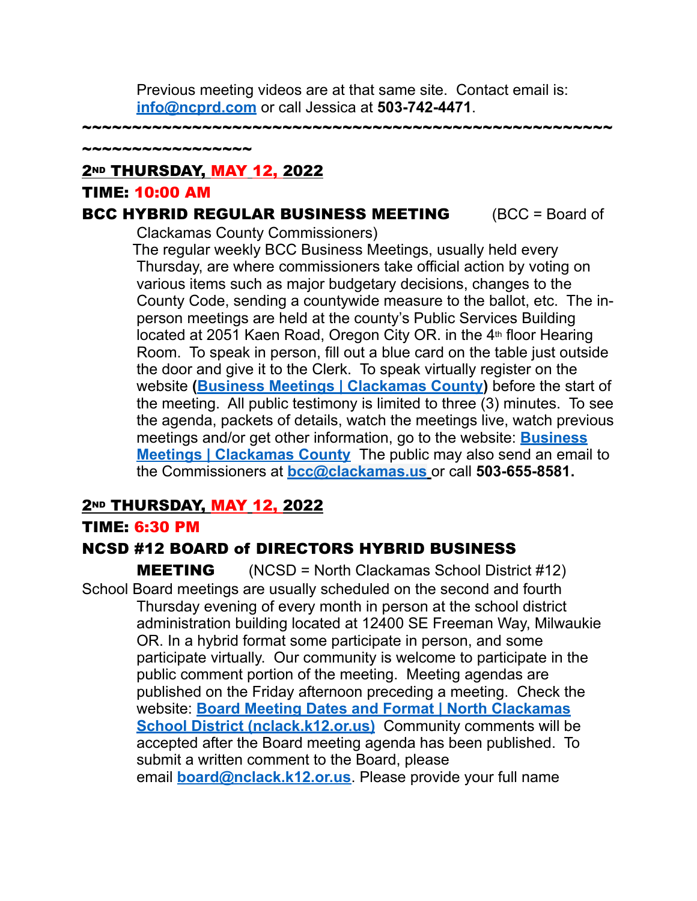Previous meeting videos are at that same site. Contact email is: **info@ncprd.com** or call Jessica at **503-742-4471**.

~~~~~~~~~~~~~~~~~~~~~~~~~~~~~~~~~~~~~~~~~~~~~~~~~~~~~~~~~~~~~~~~~~~~

**2ND THURSDAY, MAY 12, 2022**

**TIME: 10:00 AM**

**BCC HYBRID REGULAR BUSINESS MEETING** (BCC = Board of Clackamas County Commissioners)

The regular weekly BCC Business Meetings, usually held every Thursday, are where commissioners take official action by voting on various items such as major budgetary decisions, changes to the County Code, sending a countywide measure to the ballot, etc. The in-person meetings are held at the county's Public Services Building located at 2051 Kaen Road, Oregon City OR. in the 4th floor Hearing Room. To speak in person, fill out a blue card on the table just outside the door and give it to the Clerk. To speak virtually register on the website **(Business Meetings | Clackamas County)** before the start of the meeting. All public testimony is limited to three (3) minutes. To see the agenda, packets of details, watch the meetings live, watch previous meetings and/or get other information, go to the website: **Business Meetings | Clackamas County** The public may also send an email to the Commissioners at **bcc@clackamas.us** or call **503-655-8581.**

**2ND THURSDAY, MAY 12, 2022**

**TIME: 6:30 PM**

**NCSD #12 BOARD of DIRECTORS HYBRID BUSINESS MEETING** (NCSD = North Clackamas School District #12)

School Board meetings are usually scheduled on the second and fourth Thursday evening of every month in person at the school district administration building located at 12400 SE Freeman Way, Milwaukie OR. In a hybrid format some participate in person, and some participate virtually. Our community is welcome to participate in the public comment portion of the meeting. Meeting agendas are published on the Friday afternoon preceding a meeting. Check the website: **Board Meeting Dates and Format | North Clackamas School District (nclack.k12.or.us)** Community comments will be accepted after the Board meeting agenda has been published. To submit a written comment to the Board, please email **board@nclack.k12.or.us**. Please provide your full name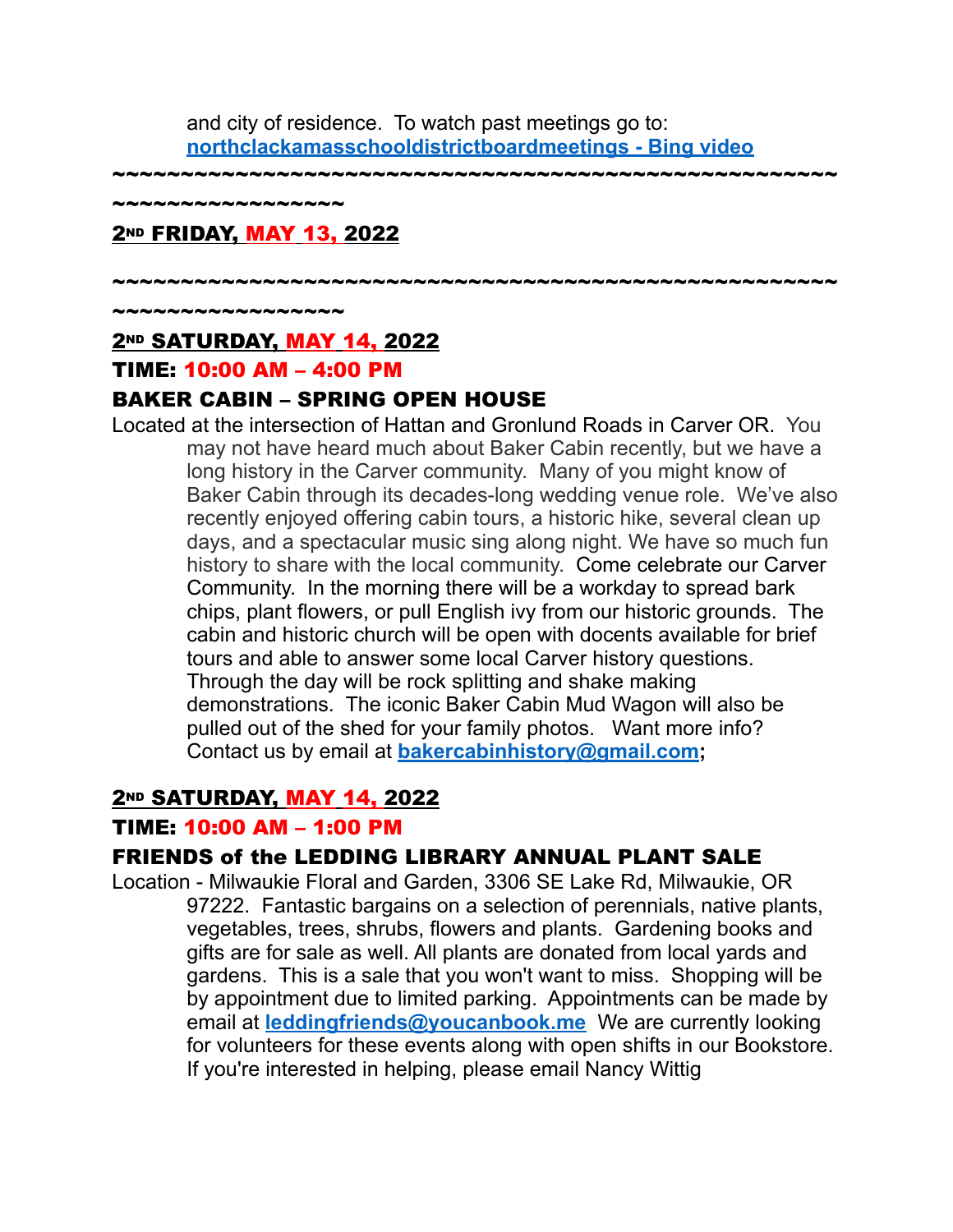and city of residence. To watch past meetings go to: **[northclackamasschooldistrictboardmeetings - Bing video](#)**

**~~~~~~~~~~~~~~~~~~~~~~~~~~~~~~~~~~~~~~~~~~~~~~~~~~~~~~~~~~~~~~~~~~~**

**2ND FRIDAY, MAY 13, 2022**

**~~~~~~~~~~~~~~~~~~~~~~~~~~~~~~~~~~~~~~~~~~~~~~~~~~~~~~~~~~~~~~~~~~~**

**2ND SATURDAY, MAY 14, 2022**

**TIME: 10:00 AM – 4:00 PM**

**BAKER CABIN – SPRING OPEN HOUSE**

Located at the intersection of Hattan and Gronlund Roads in Carver OR. You may not have heard much about Baker Cabin recently, but we have a long history in the Carver community. Many of you might know of Baker Cabin through its decades-long wedding venue role. We've also recently enjoyed offering cabin tours, a historic hike, several clean up days, and a spectacular music sing along night. We have so much fun history to share with the local community. Come celebrate our Carver Community. In the morning there will be a workday to spread bark chips, plant flowers, or pull English ivy from our historic grounds. The cabin and historic church will be open with docents available for brief tours and able to answer some local Carver history questions. Through the day will be rock splitting and shake making demonstrations. The iconic Baker Cabin Mud Wagon will also be pulled out of the shed for your family photos. Want more info? Contact us by email at **bakercabinhistory@gmail.com**;

**2ND SATURDAY, MAY 14, 2022**

**TIME: 10:00 AM – 1:00 PM**

**FRIENDS of the LEDDING LIBRARY ANNUAL PLANT SALE**

Location - Milwaukie Floral and Garden, 3306 SE Lake Rd, Milwaukie, OR 97222. Fantastic bargains on a selection of perennials, native plants, vegetables, trees, shrubs, flowers and plants. Gardening books and gifts are for sale as well. All plants are donated from local yards and gardens. This is a sale that you won't want to miss. Shopping will be by appointment due to limited parking. Appointments can be made by email at **leddingfriends@youcanbook.me** We are currently looking for volunteers for these events along with open shifts in our Bookstore. If you're interested in helping, please email Nancy Wittig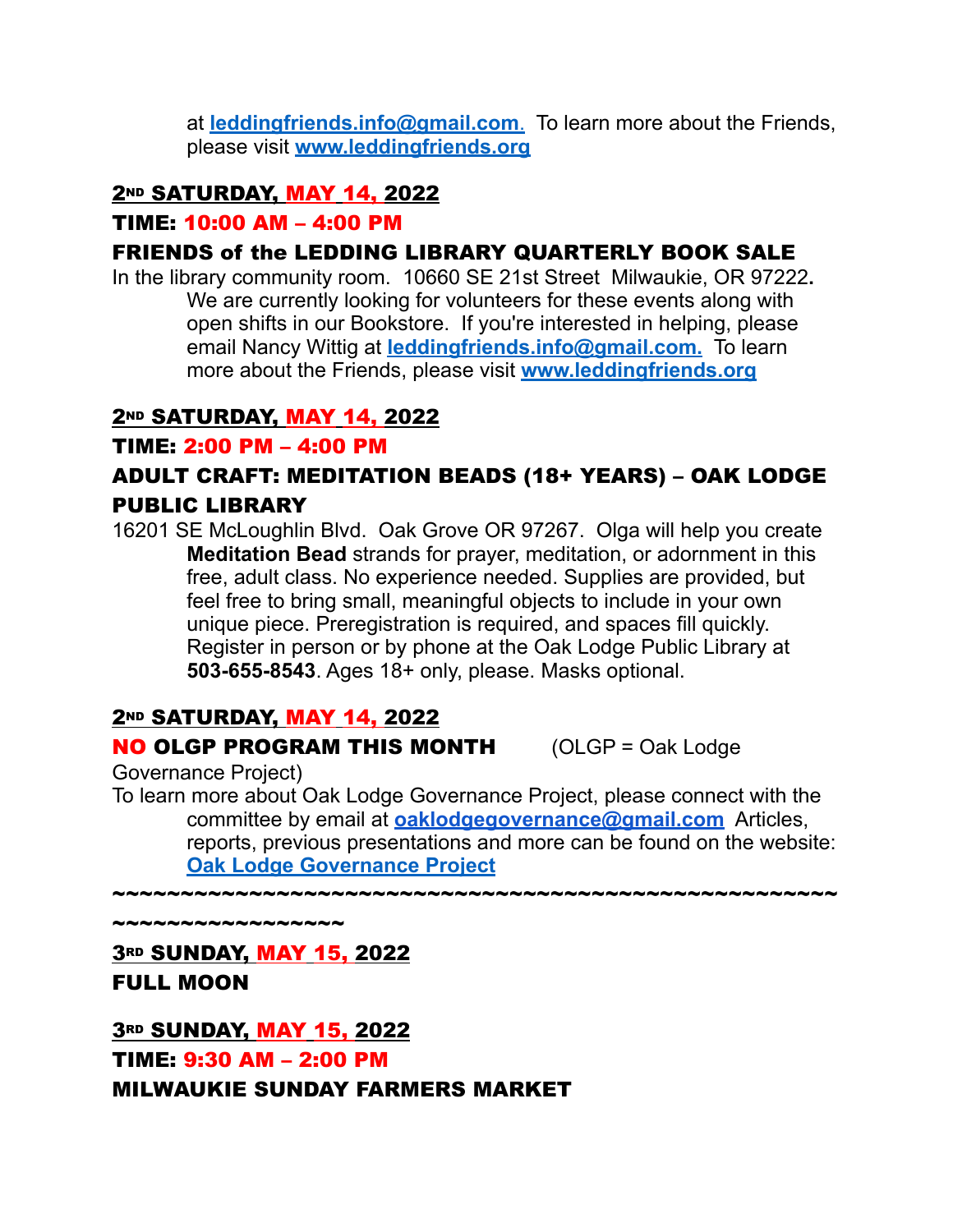at **leddingfriends.info@gmail.com**. To learn more about the Friends, please visit **www.leddingfriends.org**

**2ND SATURDAY, MAY 14, 2022**

**TIME: 10:00 AM – 4:00 PM**

**FRIENDS of the LEDDING LIBRARY QUARTERLY BOOK SALE**

In the library community room. 10660 SE 21st Street Milwaukie, OR 97222**.** We are currently looking for volunteers for these events along with open shifts in our Bookstore. If you're interested in helping, please email Nancy Wittig at **leddingfriends.info@gmail.com.** To learn more about the Friends, please visit **www.leddingfriends.org**

**2ND SATURDAY, MAY 14, 2022**

**TIME: 2:00 PM – 4:00 PM**

**ADULT CRAFT: MEDITATION BEADS (18+ YEARS) – OAK LODGE PUBLIC LIBRARY**

16201 SE McLoughlin Blvd. Oak Grove OR 97267. Olga will help you create **Meditation Bead** strands for prayer, meditation, or adornment in this free, adult class. No experience needed. Supplies are provided, but feel free to bring small, meaningful objects to include in your own unique piece. Preregistration is required, and spaces fill quickly. Register in person or by phone at the Oak Lodge Public Library at **503-655-8543**. Ages 18+ only, please. Masks optional.

**2ND SATURDAY, MAY 14, 2022**

**NO OLGP PROGRAM THIS MONTH** (OLGP = Oak Lodge Governance Project)

To learn more about Oak Lodge Governance Project, please connect with the committee by email at **oaklodgegovernance@gmail.com** Articles, reports, previous presentations and more can be found on the website: **Oak Lodge Governance Project**

~~~~~~~~~~~~~~~~~~~~~~~~~~~~~~~~~~~~~~~~~~~~~~~~~~~~~~~~~~~~~~~~~~~~~~~~

**3RD SUNDAY, MAY 15, 2022**

**FULL MOON**

**3RD SUNDAY, MAY 15, 2022**

**TIME: 9:30 AM – 2:00 PM**

**MILWAUKIE SUNDAY FARMERS MARKET**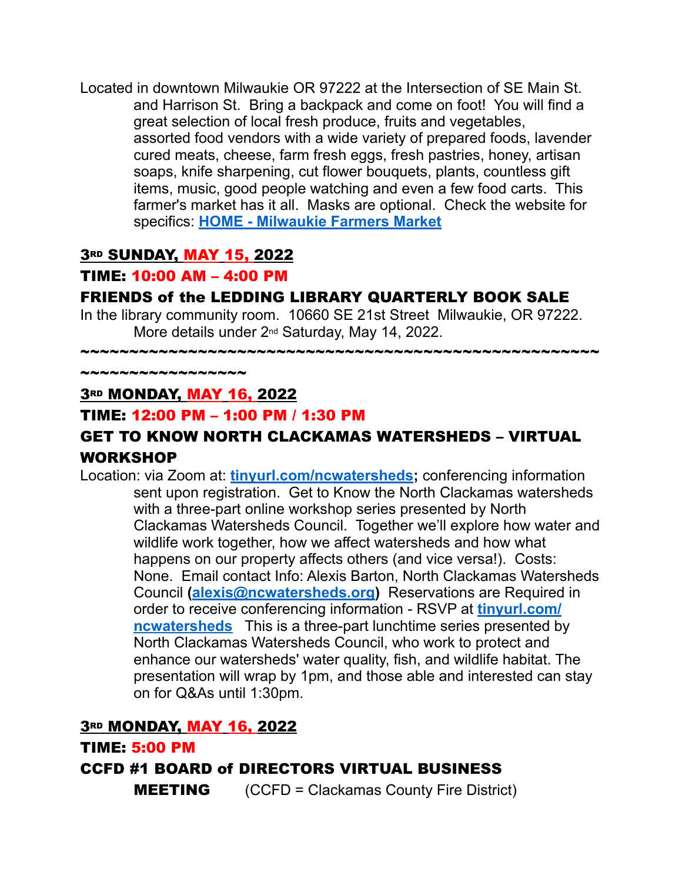Located in downtown Milwaukie OR 97222 at the Intersection of SE Main St. and Harrison St. Bring a backpack and come on foot! You will find a great selection of local fresh produce, fruits and vegetables, assorted food vendors with a wide variety of prepared foods, lavender cured meats, cheese, farm fresh eggs, fresh pastries, honey, artisan soaps, knife sharpening, cut flower bouquets, plants, countless gift items, music, good people watching and even a few food carts. This farmer's market has it all. Masks are optional. Check the website for specifics: **HOME - Milwaukie Farmers Market**

**3RD SUNDAY, MAY 15, 2022**

**TIME: 10:00 AM – 4:00 PM**

**FRIENDS of the LEDDING LIBRARY QUARTERLY BOOK SALE**

In the library community room. 10660 SE 21st Street Milwaukie, OR 97222. More details under 2nd Saturday, May 14, 2022.

~~~~~~~~~~~~~~~~~~~~~~~~~~~~~~~~~~~~~~~~~~~~~~~~~~~~~~~~~~~~~~~~~~~~~~~~~~~~

**3RD MONDAY, MAY 16, 2022**

**TIME: 12:00 PM – 1:00 PM / 1:30 PM**

**GET TO KNOW NORTH CLACKAMAS WATERSHEDS – VIRTUAL WORKSHOP**

Location: via Zoom at: **tinyurl.com/ncwatersheds;** conferencing information sent upon registration. Get to Know the North Clackamas watersheds with a three-part online workshop series presented by North Clackamas Watersheds Council. Together we'll explore how water and wildlife work together, how we affect watersheds and how what happens on our property affects others (and vice versa!). Costs: None. Email contact Info: Alexis Barton, North Clackamas Watersheds Council **(alexis@ncwatersheds.org)** Reservations are Required in order to receive conferencing information - RSVP at **tinyurl.com/ncwatersheds** This is a three-part lunchtime series presented by North Clackamas Watersheds Council, who work to protect and enhance our watersheds' water quality, fish, and wildlife habitat. The presentation will wrap by 1pm, and those able and interested can stay on for Q&As until 1:30pm.

**3RD MONDAY, MAY 16, 2022**

**TIME: 5:00 PM**

**CCFD #1 BOARD of DIRECTORS VIRTUAL BUSINESS MEETING** (CCFD = Clackamas County Fire District)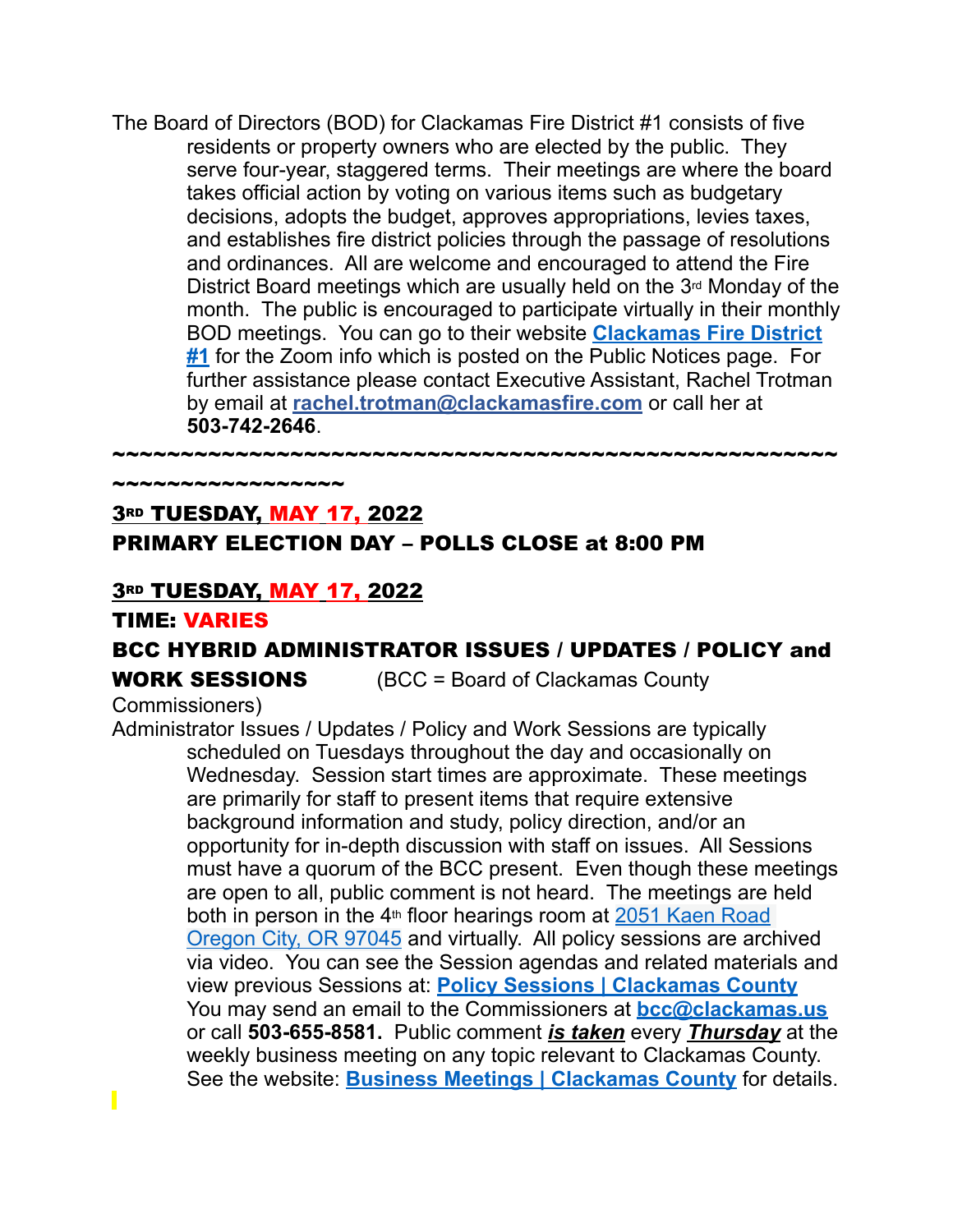The Board of Directors (BOD) for Clackamas Fire District #1 consists of five residents or property owners who are elected by the public. They serve four-year, staggered terms. Their meetings are where the board takes official action by voting on various items such as budgetary decisions, adopts the budget, approves appropriations, levies taxes, and establishes fire district policies through the passage of resolutions and ordinances. All are welcome and encouraged to attend the Fire District Board meetings which are usually held on the 3rd Monday of the month. The public is encouraged to participate virtually in their monthly BOD meetings. You can go to their website **[Clackamas Fire District #1]()** for the Zoom info which is posted on the Public Notices page. For further assistance please contact Executive Assistant, Rachel Trotman by email at **rachel.trotman@clackamasfire.com** or call her at **503-742-2646**.

**~~~~~~~~~~~~~~~~~~~~~~~~~~~~~~~~~~~~~~~~~~~~~~~~~~~~~~~~~~~~~~~~~~~~~~~~~**

**3RD TUESDAY, MAY 17, 2022**

**PRIMARY ELECTION DAY – POLLS CLOSE at 8:00 PM**

**3RD TUESDAY, MAY 17, 2022**

**TIME: VARIES**

**BCC HYBRID ADMINISTRATOR ISSUES / UPDATES / POLICY and WORK SESSIONS** (BCC = Board of Clackamas County Commissioners)

Administrator Issues / Updates / Policy and Work Sessions are typically scheduled on Tuesdays throughout the day and occasionally on Wednesday. Session start times are approximate. These meetings are primarily for staff to present items that require extensive background information and study, policy direction, and/or an opportunity for in-depth discussion with staff on issues. All Sessions must have a quorum of the BCC present. Even though these meetings are open to all, public comment is not heard. The meetings are held both in person in the 4th floor hearings room at 2051 Kaen Road Oregon City, OR 97045 and virtually. All policy sessions are archived via video. You can see the Session agendas and related materials and view previous Sessions at: **Policy Sessions | Clackamas County** You may send an email to the Commissioners at **bcc@clackamas.us** or call **503-655-8581.** Public comment ***is taken*** every ***Thursday*** at the weekly business meeting on any topic relevant to Clackamas County. See the website: **Business Meetings | Clackamas County** for details.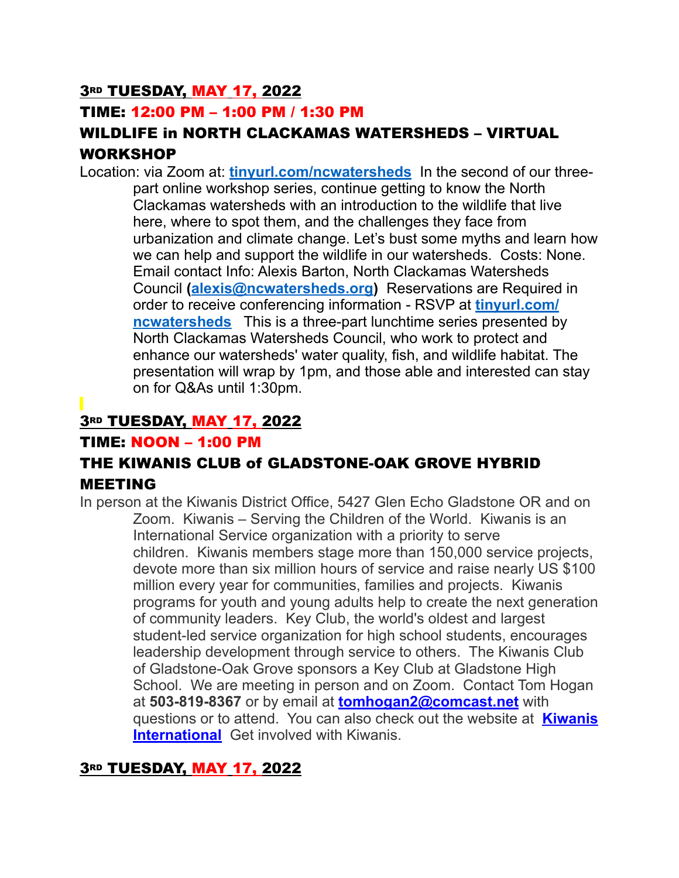**3RD TUESDAY, MAY 17, 2022**

**TIME: 12:00 PM – 1:00 PM / 1:30 PM**

### WILDLIFE in NORTH CLACKAMAS WATERSHEDS – VIRTUAL WORKSHOP

Location: via Zoom at: **tinyurl.com/ncwatersheds** In the second of our three-part online workshop series, continue getting to know the North Clackamas watersheds with an introduction to the wildlife that live here, where to spot them, and the challenges they face from urbanization and climate change. Let's bust some myths and learn how we can help and support the wildlife in our watersheds. Costs: None. Email contact Info: Alexis Barton, North Clackamas Watersheds Council (**alexis@ncwatersheds.org**) Reservations are Required in order to receive conferencing information - RSVP at **tinyurl.com/ncwatersheds** This is a three-part lunchtime series presented by North Clackamas Watersheds Council, who work to protect and enhance our watersheds' water quality, fish, and wildlife habitat. The presentation will wrap by 1pm, and those able and interested can stay on for Q&As until 1:30pm.

**3RD TUESDAY, MAY 17, 2022**

**TIME: NOON – 1:00 PM**

### THE KIWANIS CLUB of GLADSTONE-OAK GROVE HYBRID MEETING

In person at the Kiwanis District Office, 5427 Glen Echo Gladstone OR and on Zoom. Kiwanis – Serving the Children of the World. Kiwanis is an International Service organization with a priority to serve children. Kiwanis members stage more than 150,000 service projects, devote more than six million hours of service and raise nearly US $100 million every year for communities, families and projects. Kiwanis programs for youth and young adults help to create the next generation of community leaders. Key Club, the world's oldest and largest student-led service organization for high school students, encourages leadership development through service to others. The Kiwanis Club of Gladstone-Oak Grove sponsors a Key Club at Gladstone High School. We are meeting in person and on Zoom. Contact Tom Hogan at **503-819-8367** or by email at **tomhogan2@comcast.net** with questions or to attend. You can also check out the website at **Kiwanis International** Get involved with Kiwanis.

**3RD TUESDAY, MAY 17, 2022**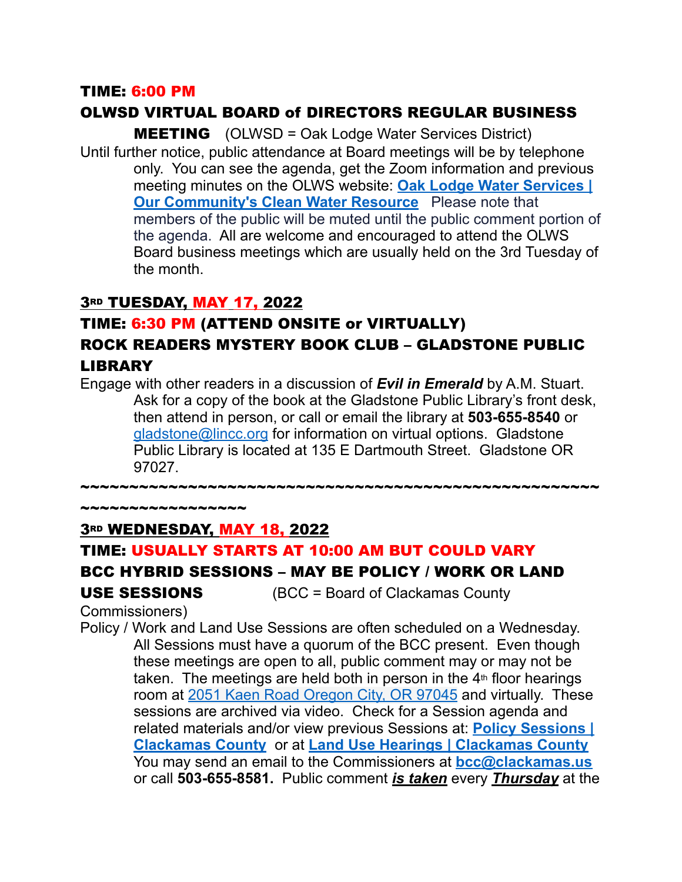**TIME: 6:00 PM**

**OLWSD VIRTUAL BOARD of DIRECTORS REGULAR BUSINESS MEETING** (OLWSD = Oak Lodge Water Services District)

Until further notice, public attendance at Board meetings will be by telephone only. You can see the agenda, get the Zoom information and previous meeting minutes on the OLWS website: **Oak Lodge Water Services | Our Community's Clean Water Resource** Please note that members of the public will be muted until the public comment portion of the agenda. All are welcome and encouraged to attend the OLWS Board business meetings which are usually held on the 3rd Tuesday of the month.

**3RD TUESDAY, MAY 17, 2022**

**TIME: 6:30 PM (ATTEND ONSITE or VIRTUALLY)**

**ROCK READERS MYSTERY BOOK CLUB – GLADSTONE PUBLIC LIBRARY**

Engage with other readers in a discussion of ***Evil in Emerald*** by A.M. Stuart. Ask for a copy of the book at the Gladstone Public Library's front desk, then attend in person, or call or email the library at **503-655-8540** or gladstone@lincc.org for information on virtual options. Gladstone Public Library is located at 135 E Dartmouth Street. Gladstone OR 97027.

~~~~~~~~~~~~~~~~~~~~~~~~~~~~~~~~~~~~~~~~~~~~~~~~~~~~~~~~~~~~~~~~~~~~~~~

**3RD WEDNESDAY, MAY 18, 2022**

**TIME: USUALLY STARTS AT 10:00 AM BUT COULD VARY**

**BCC HYBRID SESSIONS – MAY BE POLICY / WORK OR LAND USE SESSIONS** (BCC = Board of Clackamas County Commissioners)

Policy / Work and Land Use Sessions are often scheduled on a Wednesday. All Sessions must have a quorum of the BCC present. Even though these meetings are open to all, public comment may or may not be taken. The meetings are held both in person in the 4th floor hearings room at 2051 Kaen Road Oregon City, OR 97045 and virtually. These sessions are archived via video. Check for a Session agenda and related materials and/or view previous Sessions at: **Policy Sessions | Clackamas County** or at **Land Use Hearings | Clackamas County** You may send an email to the Commissioners at **bcc@clackamas.us** or call **503-655-8581.** Public comment ***is taken*** every ***Thursday*** at the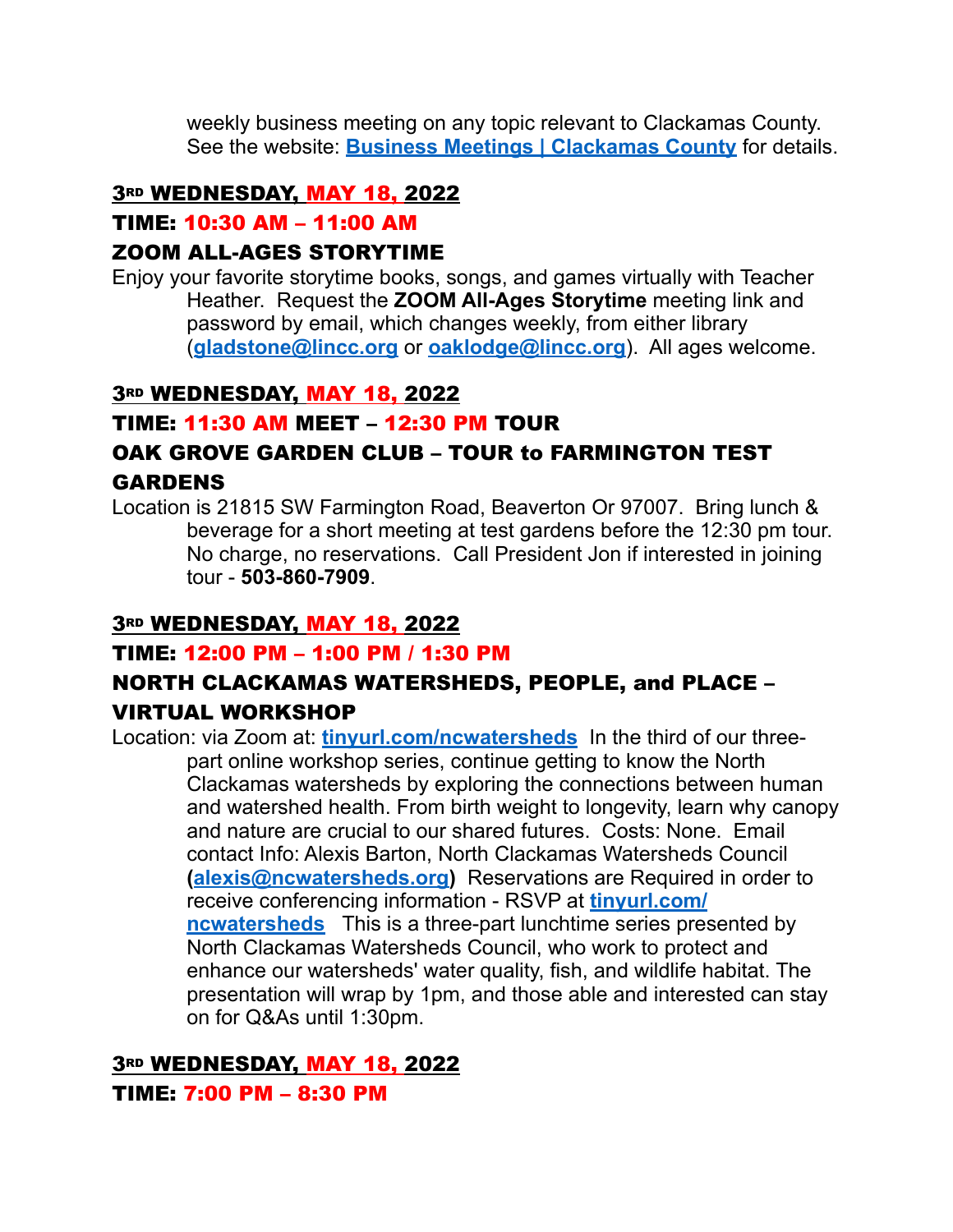weekly business meeting on any topic relevant to Clackamas County. See the website: **[Business Meetings | Clackamas County]** for details.

**3RD WEDNESDAY, MAY 18, 2022**

**TIME: 10:30 AM – 11:00 AM**

**ZOOM ALL-AGES STORYTIME**

Enjoy your favorite storytime books, songs, and games virtually with Teacher Heather. Request the **ZOOM All-Ages Storytime** meeting link and password by email, which changes weekly, from either library (**gladstone@lincc.org** or **oaklodge@lincc.org**). All ages welcome.

**3RD WEDNESDAY, MAY 18, 2022**

**TIME: 11:30 AM MEET – 12:30 PM TOUR**

**OAK GROVE GARDEN CLUB – TOUR to FARMINGTON TEST GARDENS**

Location is 21815 SW Farmington Road, Beaverton Or 97007. Bring lunch & beverage for a short meeting at test gardens before the 12:30 pm tour. No charge, no reservations. Call President Jon if interested in joining tour - **503-860-7909**.

**3RD WEDNESDAY, MAY 18, 2022**

**TIME: 12:00 PM – 1:00 PM / 1:30 PM**

**NORTH CLACKAMAS WATERSHEDS, PEOPLE, and PLACE – VIRTUAL WORKSHOP**

Location: via Zoom at: **tinyurl.com/ncwatersheds** In the third of our three-part online workshop series, continue getting to know the North Clackamas watersheds by exploring the connections between human and watershed health. From birth weight to longevity, learn why canopy and nature are crucial to our shared futures. Costs: None. Email contact Info: Alexis Barton, North Clackamas Watersheds Council (**alexis@ncwatersheds.org**) Reservations are Required in order to receive conferencing information - RSVP at **tinyurl.com/ncwatersheds** This is a three-part lunchtime series presented by North Clackamas Watersheds Council, who work to protect and enhance our watersheds' water quality, fish, and wildlife habitat. The presentation will wrap by 1pm, and those able and interested can stay on for Q&As until 1:30pm.

**3RD WEDNESDAY, MAY 18, 2022**

**TIME: 7:00 PM – 8:30 PM**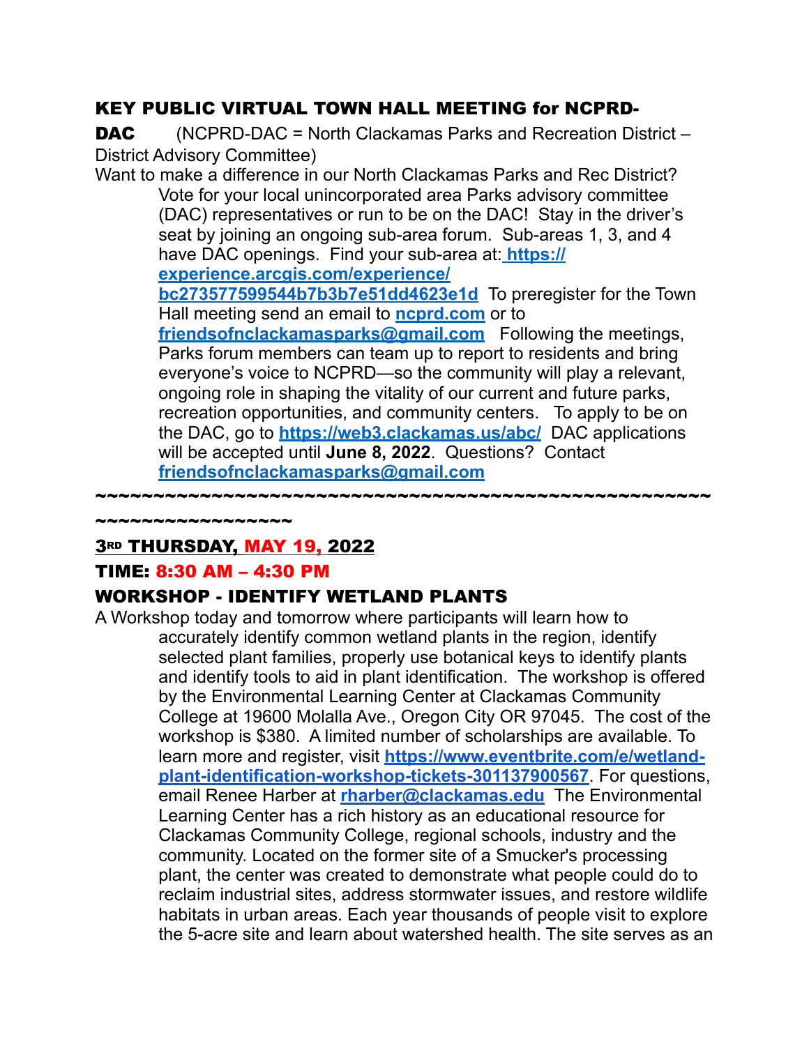## KEY PUBLIC VIRTUAL TOWN HALL MEETING for NCPRD-DAC

(NCPRD-DAC = North Clackamas Parks and Recreation District – District Advisory Committee)

Want to make a difference in our North Clackamas Parks and Rec District? Vote for your local unincorporated area Parks advisory committee (DAC) representatives or run to be on the DAC! Stay in the driver's seat by joining an ongoing sub-area forum. Sub-areas 1, 3, and 4 have DAC openings. Find your sub-area at: **https://experience.arcgis.com/experience/bc273577599544b7b3b7e51dd4623e1d** To preregister for the Town Hall meeting send an email to **ncprd.com** or to **friendsofnclackamasparks@gmail.com** Following the meetings, Parks forum members can team up to report to residents and bring everyone's voice to NCPRD—so the community will play a relevant, ongoing role in shaping the vitality of our current and future parks, recreation opportunities, and community centers. To apply to be on the DAC, go to **https://web3.clackamas.us/abc/** DAC applications will be accepted until **June 8, 2022**. Questions? Contact **friendsofnclackamasparks@gmail.com**

~~~~~~~~~~~~~~~~~~~~~~~~~~~~~~~~~~~~~~~~~~~~~~~~~~~~~~~~~~~~~~~~~~

### 3RD THURSDAY, MAY 19, 2022

### TIME: 8:30 AM – 4:30 PM

### WORKSHOP - IDENTIFY WETLAND PLANTS

A Workshop today and tomorrow where participants will learn how to accurately identify common wetland plants in the region, identify selected plant families, properly use botanical keys to identify plants and identify tools to aid in plant identification. The workshop is offered by the Environmental Learning Center at Clackamas Community College at 19600 Molalla Ave., Oregon City OR 97045. The cost of the workshop is $380. A limited number of scholarships are available. To learn more and register, visit **https://www.eventbrite.com/e/wetland-plant-identification-workshop-tickets-301137900567**. For questions, email Renee Harber at **rharber@clackamas.edu** The Environmental Learning Center has a rich history as an educational resource for Clackamas Community College, regional schools, industry and the community. Located on the former site of a Smucker's processing plant, the center was created to demonstrate what people could do to reclaim industrial sites, address stormwater issues, and restore wildlife habitats in urban areas. Each year thousands of people visit to explore the 5-acre site and learn about watershed health. The site serves as an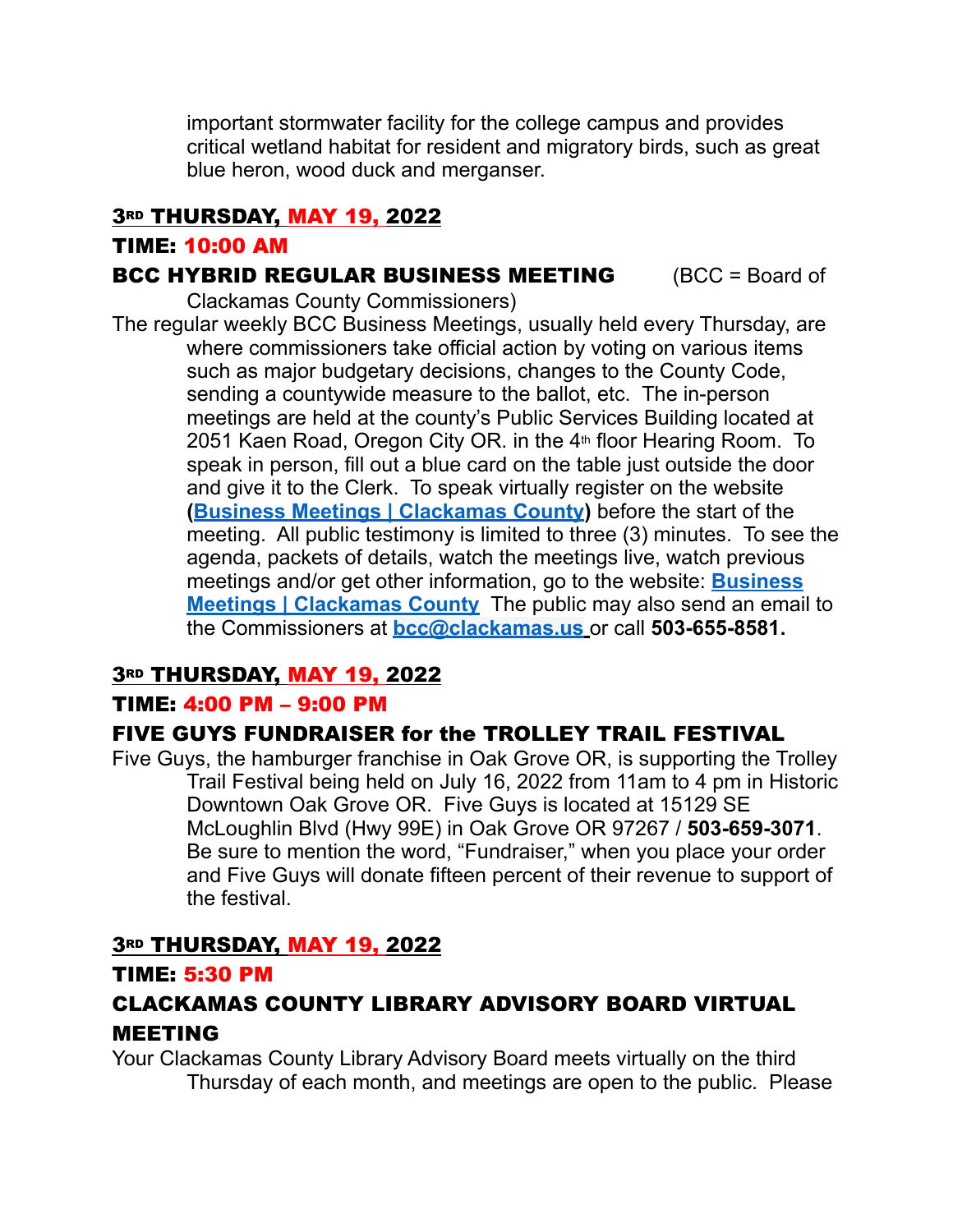important stormwater facility for the college campus and provides critical wetland habitat for resident and migratory birds, such as great blue heron, wood duck and merganser.

**3RD THURSDAY, MAY 19, 2022**

**TIME: 10:00 AM**

**BCC HYBRID REGULAR BUSINESS MEETING** (BCC = Board of Clackamas County Commissioners)

The regular weekly BCC Business Meetings, usually held every Thursday, are where commissioners take official action by voting on various items such as major budgetary decisions, changes to the County Code, sending a countywide measure to the ballot, etc. The in-person meetings are held at the county's Public Services Building located at 2051 Kaen Road, Oregon City OR. in the 4th floor Hearing Room. To speak in person, fill out a blue card on the table just outside the door and give it to the Clerk. To speak virtually register on the website **(Business Meetings | Clackamas County)** before the start of the meeting. All public testimony is limited to three (3) minutes. To see the agenda, packets of details, watch the meetings live, watch previous meetings and/or get other information, go to the website: **Business Meetings | Clackamas County** The public may also send an email to the Commissioners at **bcc@clackamas.us** or call **503-655-8581.**

**3RD THURSDAY, MAY 19, 2022**

**TIME: 4:00 PM – 9:00 PM**

**FIVE GUYS FUNDRAISER for the TROLLEY TRAIL FESTIVAL**

Five Guys, the hamburger franchise in Oak Grove OR, is supporting the Trolley Trail Festival being held on July 16, 2022 from 11am to 4 pm in Historic Downtown Oak Grove OR. Five Guys is located at 15129 SE McLoughlin Blvd (Hwy 99E) in Oak Grove OR 97267 / **503-659-3071**. Be sure to mention the word, "Fundraiser," when you place your order and Five Guys will donate fifteen percent of their revenue to support of the festival.

**3RD THURSDAY, MAY 19, 2022**

**TIME: 5:30 PM**

**CLACKAMAS COUNTY LIBRARY ADVISORY BOARD VIRTUAL MEETING**

Your Clackamas County Library Advisory Board meets virtually on the third Thursday of each month, and meetings are open to the public. Please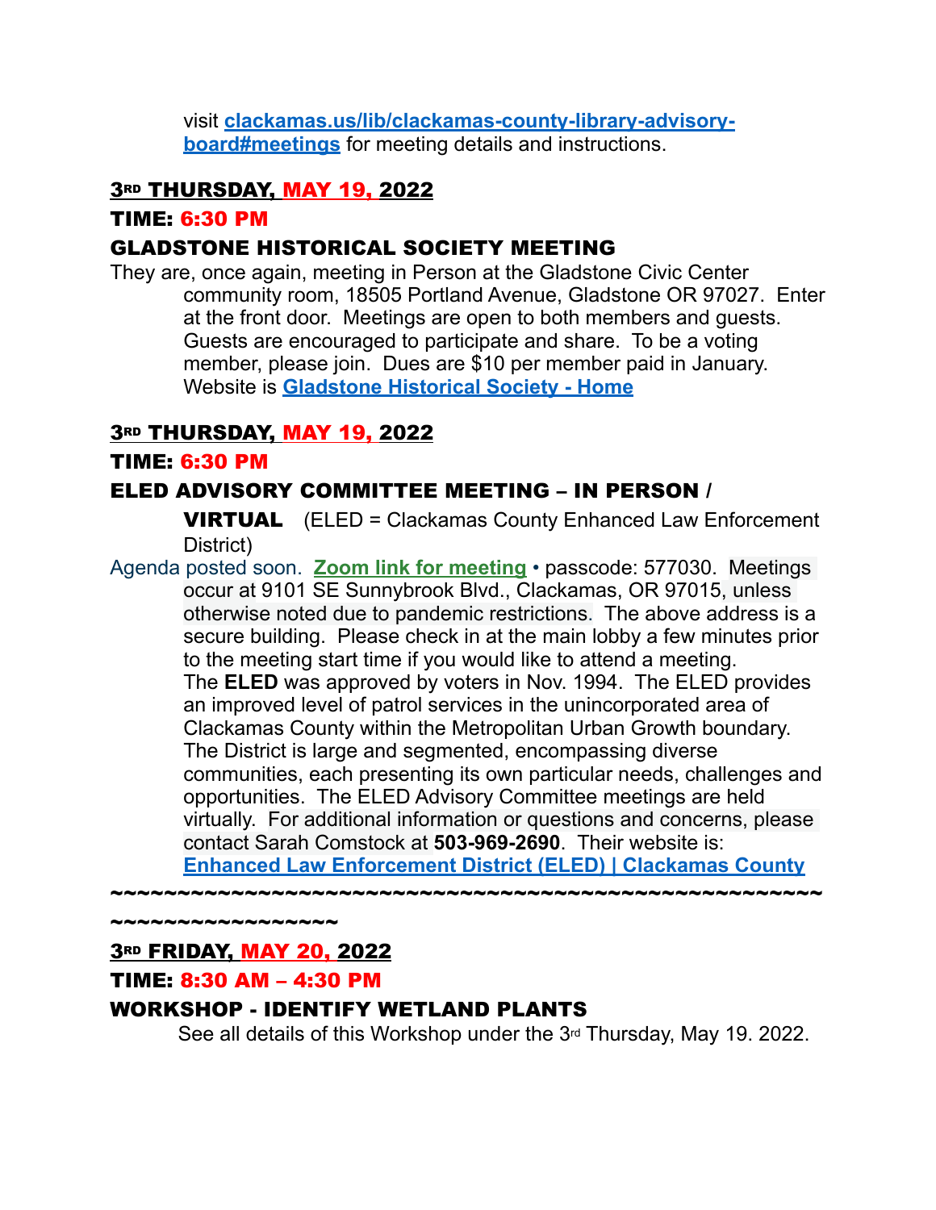visit **clackamas.us/lib/clackamas-county-library-advisory-board#meetings** for meeting details and instructions.

**3RD THURSDAY, MAY 19, 2022**

**TIME: 6:30 PM**

**GLADSTONE HISTORICAL SOCIETY MEETING**

They are, once again, meeting in Person at the Gladstone Civic Center community room, 18505 Portland Avenue, Gladstone OR 97027. Enter at the front door. Meetings are open to both members and guests. Guests are encouraged to participate and share. To be a voting member, please join. Dues are $10 per member paid in January. Website is **Gladstone Historical Society - Home**

**3RD THURSDAY, MAY 19, 2022**

**TIME: 6:30 PM**

**ELED ADVISORY COMMITTEE MEETING – IN PERSON / VIRTUAL** (ELED = Clackamas County Enhanced Law Enforcement District)

Agenda posted soon. **Zoom link for meeting** • passcode: 577030. Meetings occur at 9101 SE Sunnybrook Blvd., Clackamas, OR 97015, unless otherwise noted due to pandemic restrictions. The above address is a secure building. Please check in at the main lobby a few minutes prior to the meeting start time if you would like to attend a meeting. The **ELED** was approved by voters in Nov. 1994. The ELED provides an improved level of patrol services in the unincorporated area of Clackamas County within the Metropolitan Urban Growth boundary. The District is large and segmented, encompassing diverse communities, each presenting its own particular needs, challenges and opportunities. The ELED Advisory Committee meetings are held virtually. For additional information or questions and concerns, please contact Sarah Comstock at **503-969-2690**. Their website is: **Enhanced Law Enforcement District (ELED) | Clackamas County**

~~~~~~~~~~~~~~~~~~~~~~~~~~~~~~~~~~~~~~~~~~~~~~~~~~~~~~~~~~~~~~~~

**3RD FRIDAY, MAY 20, 2022**

**TIME: 8:30 AM – 4:30 PM**

**WORKSHOP - IDENTIFY WETLAND PLANTS**

See all details of this Workshop under the 3rd Thursday, May 19. 2022.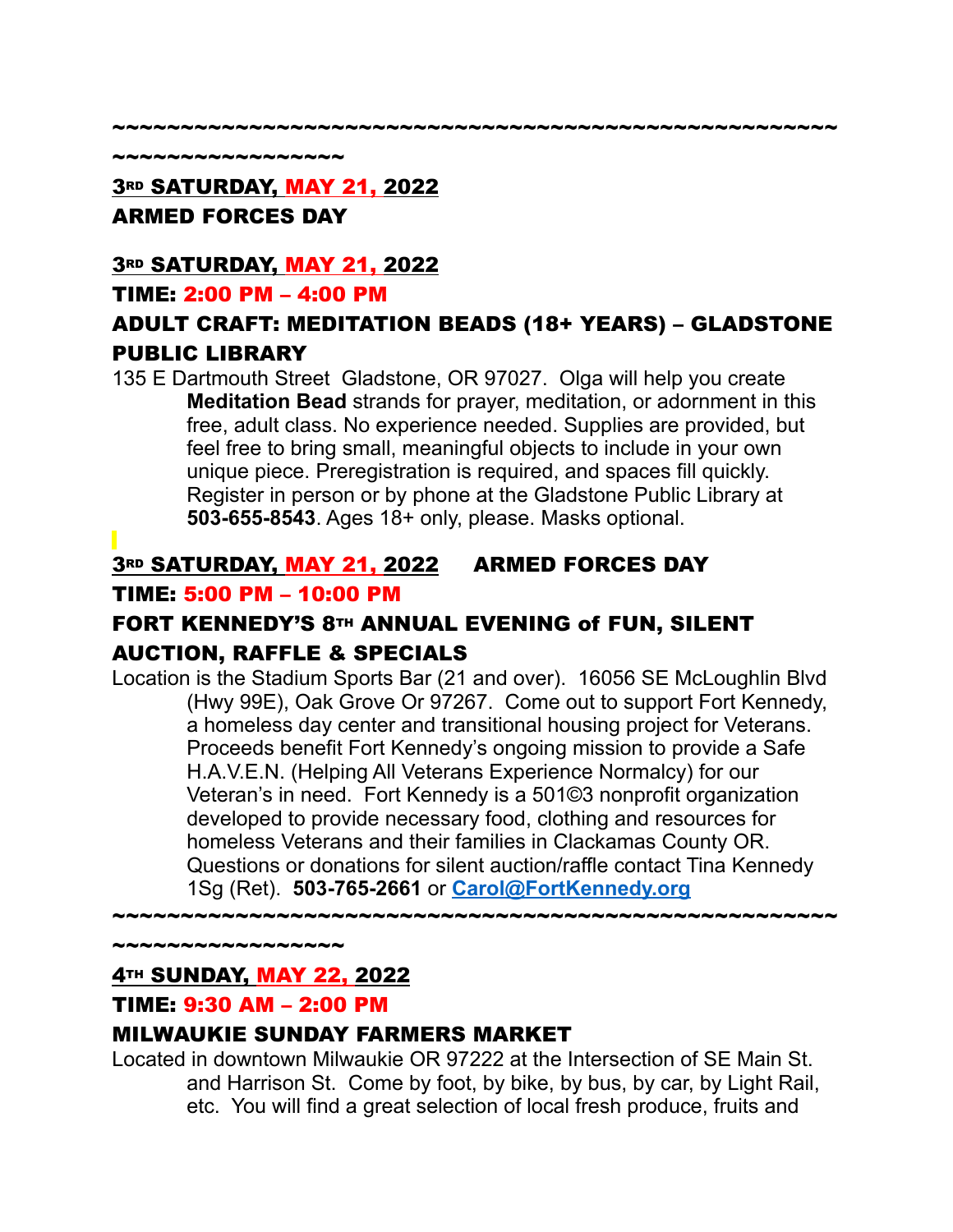~~~~~~~~~~~~~~~~~~~~~~~~~~~~~~~~~~~~~~~~~~~~~~~~~~~~~~~~~~~~~~~~~~~~~~

**3RD SATURDAY, MAY 21, 2022**

**ARMED FORCES DAY**

**3RD SATURDAY, MAY 21, 2022**

**TIME: 2:00 PM – 4:00 PM**

**ADULT CRAFT: MEDITATION BEADS (18+ YEARS) – GLADSTONE PUBLIC LIBRARY**

135 E Dartmouth Street Gladstone, OR 97027. Olga will help you create **Meditation Bead** strands for prayer, meditation, or adornment in this free, adult class. No experience needed. Supplies are provided, but feel free to bring small, meaningful objects to include in your own unique piece. Preregistration is required, and spaces fill quickly. Register in person or by phone at the Gladstone Public Library at **503-655-8543**. Ages 18+ only, please. Masks optional.

**3RD SATURDAY, MAY 21, 2022 ARMED FORCES DAY**

**TIME: 5:00 PM – 10:00 PM**

**FORT KENNEDY'S 8TH ANNUAL EVENING of FUN, SILENT AUCTION, RAFFLE & SPECIALS**

Location is the Stadium Sports Bar (21 and over). 16056 SE McLoughlin Blvd (Hwy 99E), Oak Grove Or 97267. Come out to support Fort Kennedy, a homeless day center and transitional housing project for Veterans. Proceeds benefit Fort Kennedy's ongoing mission to provide a Safe H.A.V.E.N. (Helping All Veterans Experience Normalcy) for our Veteran's in need. Fort Kennedy is a 501©3 nonprofit organization developed to provide necessary food, clothing and resources for homeless Veterans and their families in Clackamas County OR. Questions or donations for silent auction/raffle contact Tina Kennedy 1Sg (Ret). **503-765-2661** or **Carol@FortKennedy.org**

~~~~~~~~~~~~~~~~~~~~~~~~~~~~~~~~~~~~~~~~~~~~~~~~~~~~~~~~~~~~~~~~~~~~~~

**4TH SUNDAY, MAY 22, 2022**

**TIME: 9:30 AM – 2:00 PM**

**MILWAUKIE SUNDAY FARMERS MARKET**

Located in downtown Milwaukie OR 97222 at the Intersection of SE Main St. and Harrison St. Come by foot, by bike, by bus, by car, by Light Rail, etc. You will find a great selection of local fresh produce, fruits and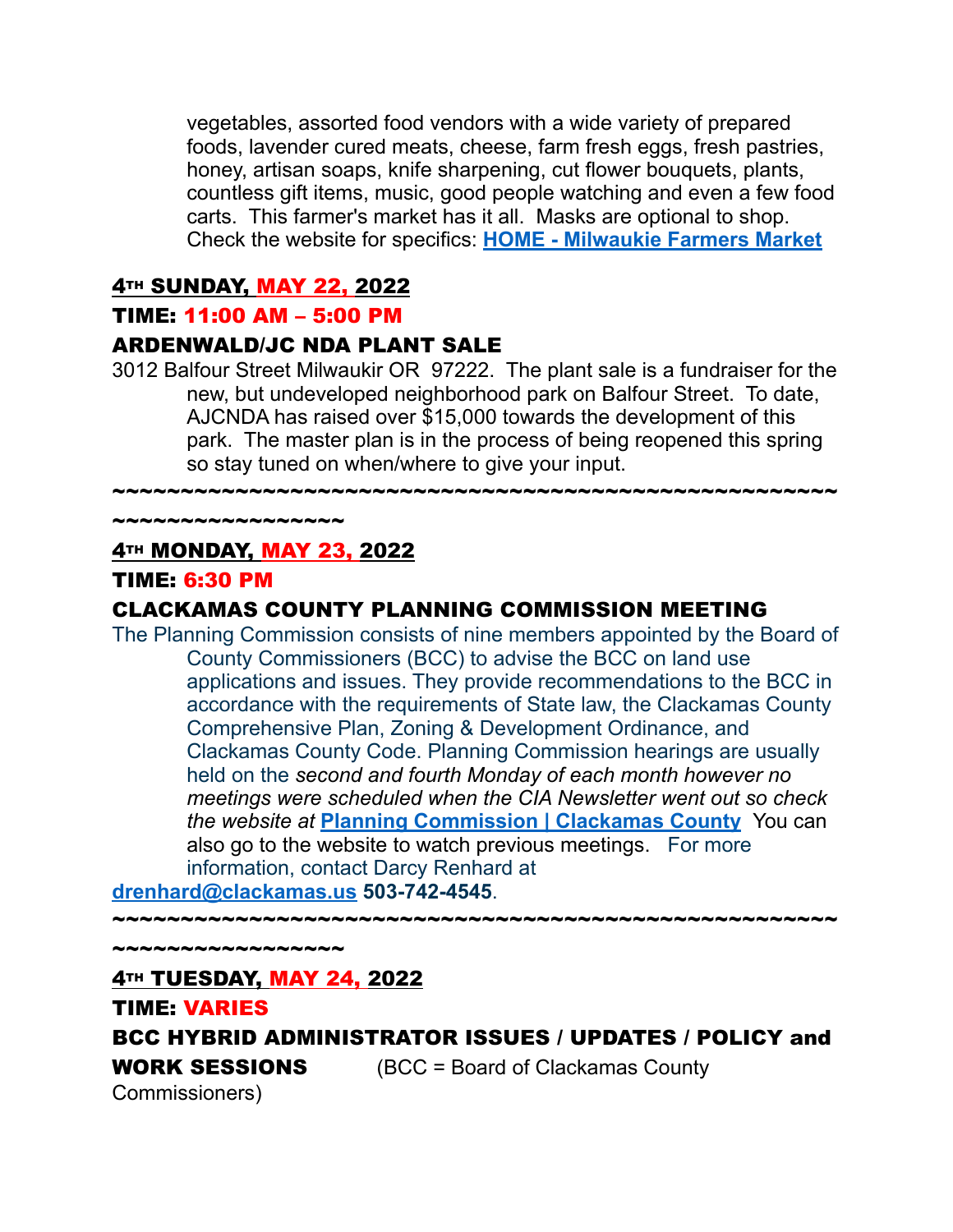vegetables, assorted food vendors with a wide variety of prepared foods, lavender cured meats, cheese, farm fresh eggs, fresh pastries, honey, artisan soaps, knife sharpening, cut flower bouquets, plants, countless gift items, music, good people watching and even a few food carts. This farmer's market has it all. Masks are optional to shop. Check the website for specifics: **HOME - Milwaukie Farmers Market**

**4TH SUNDAY, MAY 22, 2022**

**TIME: 11:00 AM – 5:00 PM**

**ARDENWALD/JC NDA PLANT SALE**

3012 Balfour Street Milwaukir OR 97222. The plant sale is a fundraiser for the new, but undeveloped neighborhood park on Balfour Street. To date, AJCNDA has raised over $15,000 towards the development of this park. The master plan is in the process of being reopened this spring so stay tuned on when/where to give your input.

~~~~~~~~~~~~~~~~~~~~~~~~~~~~~~~~~~~~~~~~~~~~~~~~~~~~~~~~~~~~~~~~~~~~~~~~~

**4TH MONDAY, MAY 23, 2022**

**TIME: 6:30 PM**

**CLACKAMAS COUNTY PLANNING COMMISSION MEETING**

The Planning Commission consists of nine members appointed by the Board of County Commissioners (BCC) to advise the BCC on land use applications and issues. They provide recommendations to the BCC in accordance with the requirements of State law, the Clackamas County Comprehensive Plan, Zoning & Development Ordinance, and Clackamas County Code. Planning Commission hearings are usually held on the *second and fourth Monday of each month however no meetings were scheduled when the CIA Newsletter went out so check the website at* **Planning Commission | Clackamas County** You can also go to the website to watch previous meetings. For more information, contact Darcy Renhard at **drenhard@clackamas.us 503-742-4545**.

~~~~~~~~~~~~~~~~~~~~~~~~~~~~~~~~~~~~~~~~~~~~~~~~~~~~~~~~~~~~~~~~~~~~~~~~~

**4TH TUESDAY, MAY 24, 2022**

**TIME: VARIES**

**BCC HYBRID ADMINISTRATOR ISSUES / UPDATES / POLICY and WORK SESSIONS** (BCC = Board of Clackamas County Commissioners)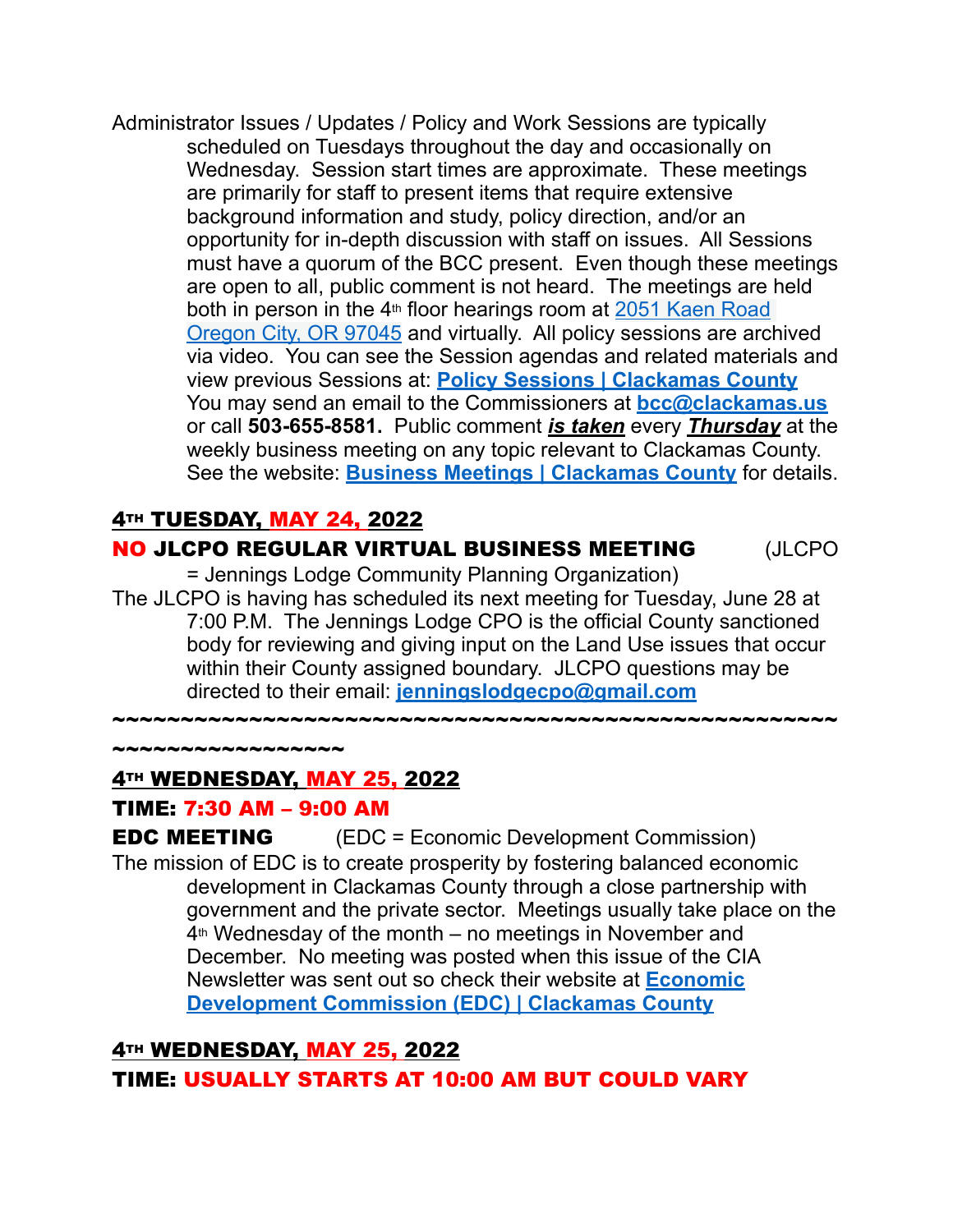Administrator Issues / Updates / Policy and Work Sessions are typically scheduled on Tuesdays throughout the day and occasionally on Wednesday. Session start times are approximate. These meetings are primarily for staff to present items that require extensive background information and study, policy direction, and/or an opportunity for in-depth discussion with staff on issues. All Sessions must have a quorum of the BCC present. Even though these meetings are open to all, public comment is not heard. The meetings are held both in person in the 4th floor hearings room at [2051 Kaen Road Oregon City, OR 97045] and virtually. All policy sessions are archived via video. You can see the Session agendas and related materials and view previous Sessions at: **[Policy Sessions | Clackamas County]** You may send an email to the Commissioners at **bcc@clackamas.us** or call **503-655-8581.** Public comment ***is taken*** every ***Thursday*** at the weekly business meeting on any topic relevant to Clackamas County. See the website: **[Business Meetings | Clackamas County]** for details.

## 4TH TUESDAY, MAY 24, 2022

**NO JLCPO REGULAR VIRTUAL BUSINESS MEETING** (JLCPO = Jennings Lodge Community Planning Organization)

The JLCPO is having has scheduled its next meeting for Tuesday, June 28 at 7:00 P.M. The Jennings Lodge CPO is the official County sanctioned body for reviewing and giving input on the Land Use issues that occur within their County assigned boundary. JLCPO questions may be directed to their email: **jenningslodgecpo@gmail.com**

~~~~~~~~~~~~~~~~~~~~~~~~~~~~~~~~~~~~~~~~~~~~~~~~~~~~~~~~~~~~~~~~~~~~

## 4TH WEDNESDAY, MAY 25, 2022

**TIME: 7:30 AM – 9:00 AM**

**EDC MEETING** (EDC = Economic Development Commission)

The mission of EDC is to create prosperity by fostering balanced economic development in Clackamas County through a close partnership with government and the private sector. Meetings usually take place on the 4th Wednesday of the month – no meetings in November and December. No meeting was posted when this issue of the CIA Newsletter was sent out so check their website at **[Economic Development Commission (EDC) | Clackamas County]**

## 4TH WEDNESDAY, MAY 25, 2022

**TIME: USUALLY STARTS AT 10:00 AM BUT COULD VARY**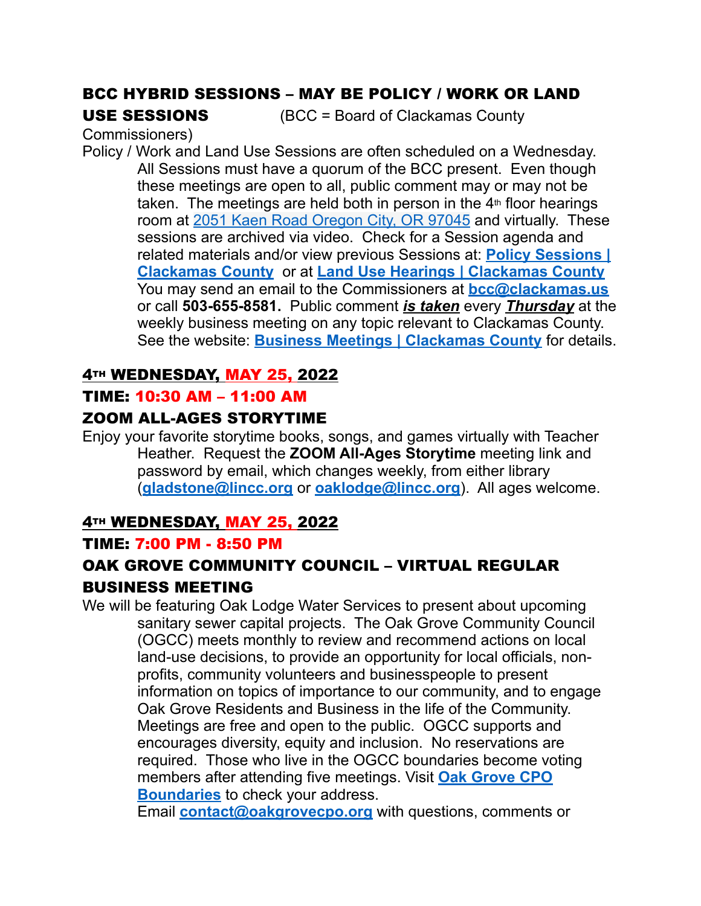## BCC HYBRID SESSIONS – MAY BE POLICY / WORK OR LAND USE SESSIONS (BCC = Board of Clackamas County Commissioners)

Policy / Work and Land Use Sessions are often scheduled on a Wednesday. All Sessions must have a quorum of the BCC present. Even though these meetings are open to all, public comment may or may not be taken. The meetings are held both in person in the 4th floor hearings room at 2051 Kaen Road Oregon City, OR 97045 and virtually. These sessions are archived via video. Check for a Session agenda and related materials and/or view previous Sessions at: **Policy Sessions | Clackamas County** or at **Land Use Hearings | Clackamas County** You may send an email to the Commissioners at **bcc@clackamas.us** or call **503-655-8581.** Public comment ***is taken*** every ***Thursday*** at the weekly business meeting on any topic relevant to Clackamas County. See the website: **Business Meetings | Clackamas County** for details.

## 4TH WEDNESDAY, MAY 25, 2022

### TIME: 10:30 AM – 11:00 AM

### ZOOM ALL-AGES STORYTIME

Enjoy your favorite storytime books, songs, and games virtually with Teacher Heather. Request the **ZOOM All-Ages Storytime** meeting link and password by email, which changes weekly, from either library (**gladstone@lincc.org** or **oaklodge@lincc.org**). All ages welcome.

## 4TH WEDNESDAY, MAY 25, 2022

### TIME: 7:00 PM - 8:50 PM

### OAK GROVE COMMUNITY COUNCIL – VIRTUAL REGULAR BUSINESS MEETING

We will be featuring Oak Lodge Water Services to present about upcoming sanitary sewer capital projects. The Oak Grove Community Council (OGCC) meets monthly to review and recommend actions on local land-use decisions, to provide an opportunity for local officials, non-profits, community volunteers and businesspeople to present information on topics of importance to our community, and to engage Oak Grove Residents and Business in the life of the Community. Meetings are free and open to the public. OGCC supports and encourages diversity, equity and inclusion. No reservations are required. Those who live in the OGCC boundaries become voting members after attending five meetings. Visit **Oak Grove CPO Boundaries** to check your address.
Email **contact@oakgrovecpo.org** with questions, comments or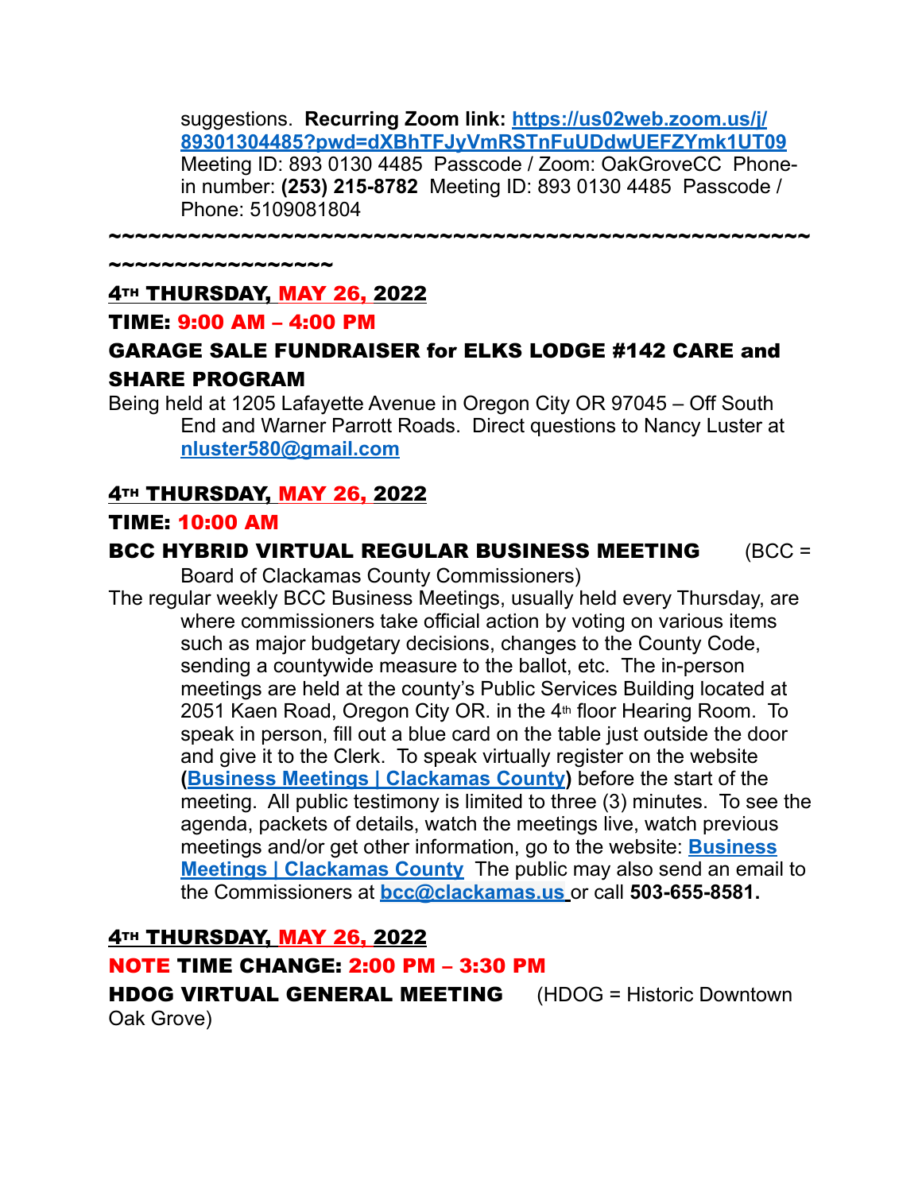suggestions. **Recurring Zoom link: [https://us02web.zoom.us/j/89301304485?pwd=dXBhTFJyVmRSTnFuUDdwUEFZYmk1UT09](https://us02web.zoom.us/j/89301304485?pwd=dXBhTFJyVmRSTnFuUDdwUEFZYmk1UT09)** Meeting ID: 893 0130 4485 Passcode / Zoom: OakGroveCC Phone-in number: **(253) 215-8782** Meeting ID: 893 0130 4485 Passcode / Phone: 5109081804

~~~~~~~~~~~~~~~~~~~~~~~~~~~~~~~~~~~~~~~~~~~~~~~~~~~~~~~~~~~~~~~~~~~~~~~~

**4TH THURSDAY, MAY 26, 2022**

**TIME: 9:00 AM – 4:00 PM**

**GARAGE SALE FUNDRAISER for ELKS LODGE #142 CARE and SHARE PROGRAM**

Being held at 1205 Lafayette Avenue in Oregon City OR 97045 – Off South End and Warner Parrott Roads. Direct questions to Nancy Luster at **nluster580@gmail.com**

**4TH THURSDAY, MAY 26, 2022**

**TIME: 10:00 AM**

**BCC HYBRID VIRTUAL REGULAR BUSINESS MEETING** (BCC = Board of Clackamas County Commissioners)

The regular weekly BCC Business Meetings, usually held every Thursday, are where commissioners take official action by voting on various items such as major budgetary decisions, changes to the County Code, sending a countywide measure to the ballot, etc. The in-person meetings are held at the county's Public Services Building located at 2051 Kaen Road, Oregon City OR. in the 4th floor Hearing Room. To speak in person, fill out a blue card on the table just outside the door and give it to the Clerk. To speak virtually register on the website **(Business Meetings | Clackamas County)** before the start of the meeting. All public testimony is limited to three (3) minutes. To see the agenda, packets of details, watch the meetings live, watch previous meetings and/or get other information, go to the website: **Business Meetings | Clackamas County** The public may also send an email to the Commissioners at **bcc@clackamas.us** or call **503-655-8581.**

**4TH THURSDAY, MAY 26, 2022**

**NOTE TIME CHANGE: 2:00 PM – 3:30 PM**

**HDOG VIRTUAL GENERAL MEETING** (HDOG = Historic Downtown Oak Grove)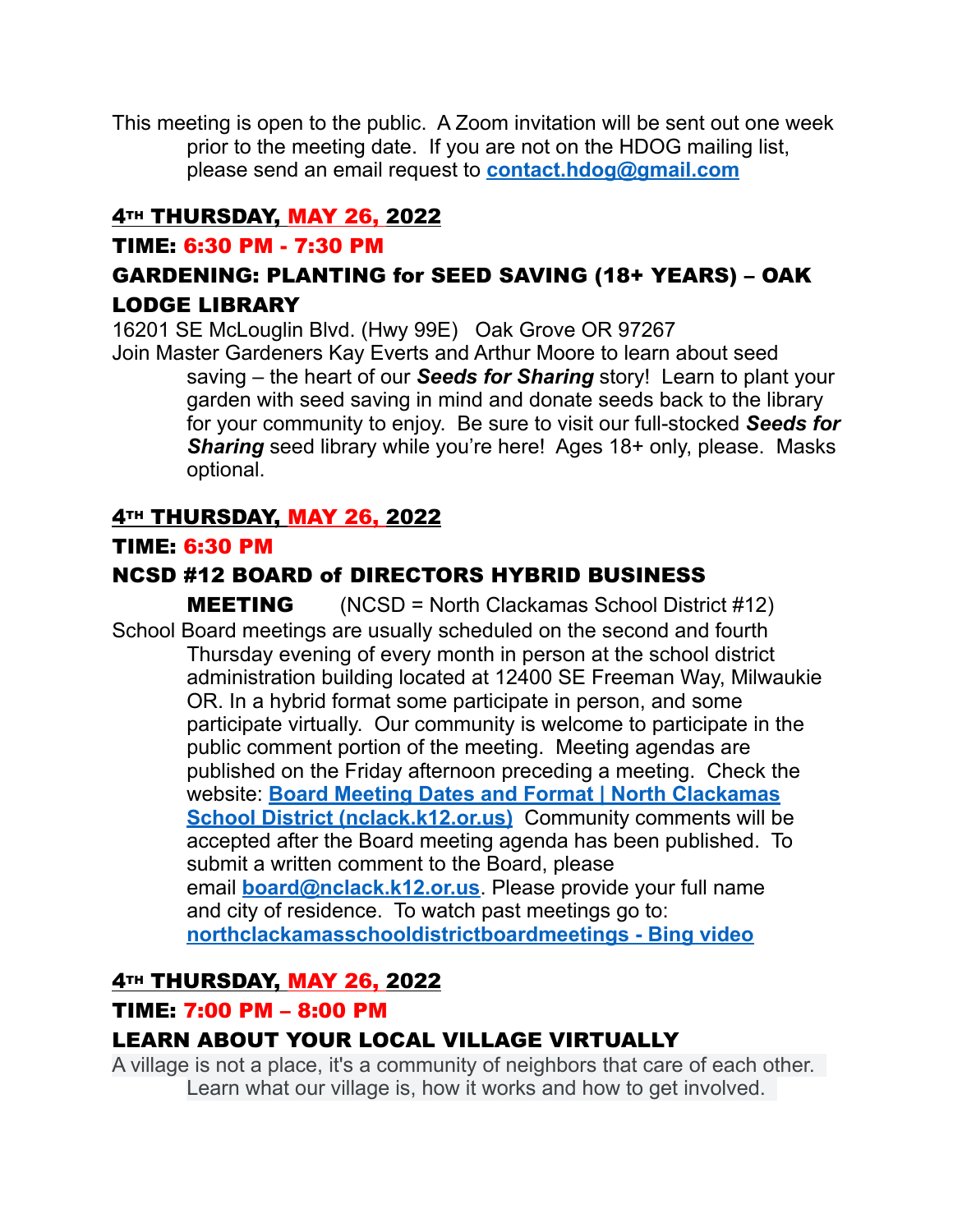This meeting is open to the public. A Zoom invitation will be sent out one week prior to the meeting date. If you are not on the HDOG mailing list, please send an email request to **contact.hdog@gmail.com**

## 4TH THURSDAY, MAY 26, 2022

### TIME: 6:30 PM - 7:30 PM

### GARDENING: PLANTING for SEED SAVING (18+ YEARS) – OAK LODGE LIBRARY

16201 SE McLoughlin Blvd. (Hwy 99E) Oak Grove OR 97267

Join Master Gardeners Kay Everts and Arthur Moore to learn about seed saving – the heart of our ***Seeds for Sharing*** story! Learn to plant your garden with seed saving in mind and donate seeds back to the library for your community to enjoy. Be sure to visit our full-stocked ***Seeds for Sharing*** seed library while you're here! Ages 18+ only, please. Masks optional.

## 4TH THURSDAY, MAY 26, 2022

### TIME: 6:30 PM

### NCSD #12 BOARD of DIRECTORS HYBRID BUSINESS MEETING (NCSD = North Clackamas School District #12)

School Board meetings are usually scheduled on the second and fourth Thursday evening of every month in person at the school district administration building located at 12400 SE Freeman Way, Milwaukie OR. In a hybrid format some participate in person, and some participate virtually. Our community is welcome to participate in the public comment portion of the meeting. Meeting agendas are published on the Friday afternoon preceding a meeting. Check the website: **Board Meeting Dates and Format | North Clackamas School District (nclack.k12.or.us)** Community comments will be accepted after the Board meeting agenda has been published. To submit a written comment to the Board, please email **board@nclack.k12.or.us**. Please provide your full name and city of residence. To watch past meetings go to: **northclackamasschooldistrictboardmeetings - Bing video**

## 4TH THURSDAY, MAY 26, 2022

### TIME: 7:00 PM – 8:00 PM

### LEARN ABOUT YOUR LOCAL VILLAGE VIRTUALLY

A village is not a place, it's a community of neighbors that care of each other. Learn what our village is, how it works and how to get involved.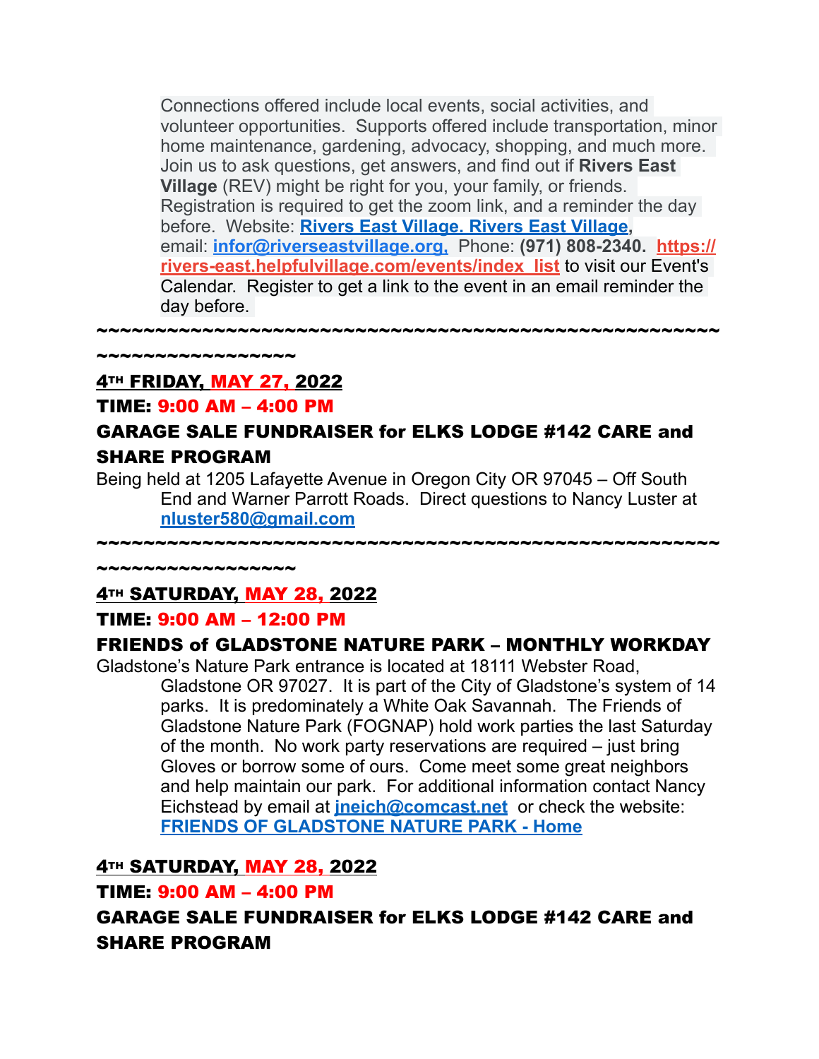Connections offered include local events, social activities, and volunteer opportunities. Supports offered include transportation, minor home maintenance, gardening, advocacy, shopping, and much more. Join us to ask questions, get answers, and find out if **Rivers East Village** (REV) might be right for you, your family, or friends. Registration is required to get the zoom link, and a reminder the day before. Website: **Rivers East Village. Rivers East Village**, email: **infor@riverseastvillage.org.** Phone: **(971) 808-2340.** **https://rivers-east.helpfulvillage.com/events/index_list** to visit our Event's Calendar. Register to get a link to the event in an email reminder the day before.

~~~~~~~~~~~~~~~~~~~~~~~~~~~~~~~~~~~~~~~~~~~~~~~~~~~~~~~~~~~~~~~~~~~~~~

**4TH FRIDAY, MAY 27, 2022**

**TIME: 9:00 AM – 4:00 PM**

**GARAGE SALE FUNDRAISER for ELKS LODGE #142 CARE and SHARE PROGRAM**

Being held at 1205 Lafayette Avenue in Oregon City OR 97045 – Off South End and Warner Parrott Roads. Direct questions to Nancy Luster at **nluster580@gmail.com**

~~~~~~~~~~~~~~~~~~~~~~~~~~~~~~~~~~~~~~~~~~~~~~~~~~~~~~~~~~~~~~~~~~~~~~

**4TH SATURDAY, MAY 28, 2022**

**TIME: 9:00 AM – 12:00 PM**

**FRIENDS of GLADSTONE NATURE PARK – MONTHLY WORKDAY**

Gladstone's Nature Park entrance is located at 18111 Webster Road, Gladstone OR 97027. It is part of the City of Gladstone's system of 14 parks. It is predominately a White Oak Savannah. The Friends of Gladstone Nature Park (FOGNAP) hold work parties the last Saturday of the month. No work party reservations are required – just bring Gloves or borrow some of ours. Come meet some great neighbors and help maintain our park. For additional information contact Nancy Eichstead by email at **jneich@comcast.net** or check the website: **FRIENDS OF GLADSTONE NATURE PARK - Home**

**4TH SATURDAY, MAY 28, 2022**

**TIME: 9:00 AM – 4:00 PM**

**GARAGE SALE FUNDRAISER for ELKS LODGE #142 CARE and SHARE PROGRAM**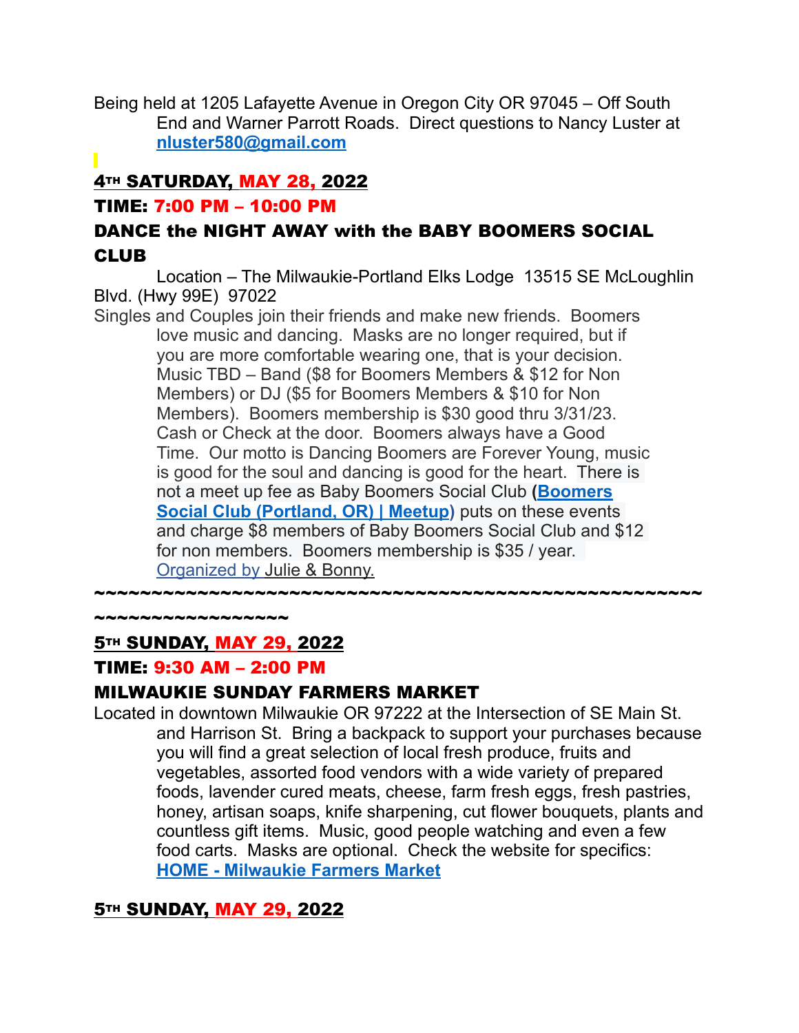Being held at 1205 Lafayette Avenue in Oregon City OR 97045 – Off South End and Warner Parrott Roads. Direct questions to Nancy Luster at **nluster580@gmail.com**

**4TH SATURDAY, MAY 28, 2022**

**TIME: 7:00 PM – 10:00 PM**

**DANCE the NIGHT AWAY with the BABY BOOMERS SOCIAL CLUB**

Location – The Milwaukie-Portland Elks Lodge 13515 SE McLoughlin Blvd. (Hwy 99E) 97022

Singles and Couples join their friends and make new friends. Boomers love music and dancing. Masks are no longer required, but if you are more comfortable wearing one, that is your decision. Music TBD – Band ($8 for Boomers Members & $12 for Non Members) or DJ ($5 for Boomers Members & $10 for Non Members). Boomers membership is $30 good thru 3/31/23. Cash or Check at the door. Boomers always have a Good Time. Our motto is Dancing Boomers are Forever Young, music is good for the soul and dancing is good for the heart. There is not a meet up fee as Baby Boomers Social Club (**Boomers Social Club (Portland, OR) | Meetup**) puts on these events and charge $8 members of Baby Boomers Social Club and $12 for non members. Boomers membership is $35 / year. Organized by Julie & Bonny.

~~~~~~~~~~~~~~~~~~~~~~~~~~~~~~~~~~~~~~~~~~~~~~~~~~~~~~~~~~~~~~~~~~~~~~~

**5TH SUNDAY, MAY 29, 2022**

**TIME: 9:30 AM – 2:00 PM**

**MILWAUKIE SUNDAY FARMERS MARKET**

Located in downtown Milwaukie OR 97222 at the Intersection of SE Main St. and Harrison St. Bring a backpack to support your purchases because you will find a great selection of local fresh produce, fruits and vegetables, assorted food vendors with a wide variety of prepared foods, lavender cured meats, cheese, farm fresh eggs, fresh pastries, honey, artisan soaps, knife sharpening, cut flower bouquets, plants and countless gift items. Music, good people watching and even a few food carts. Masks are optional. Check the website for specifics: **HOME - Milwaukie Farmers Market**

**5TH SUNDAY, MAY 29, 2022**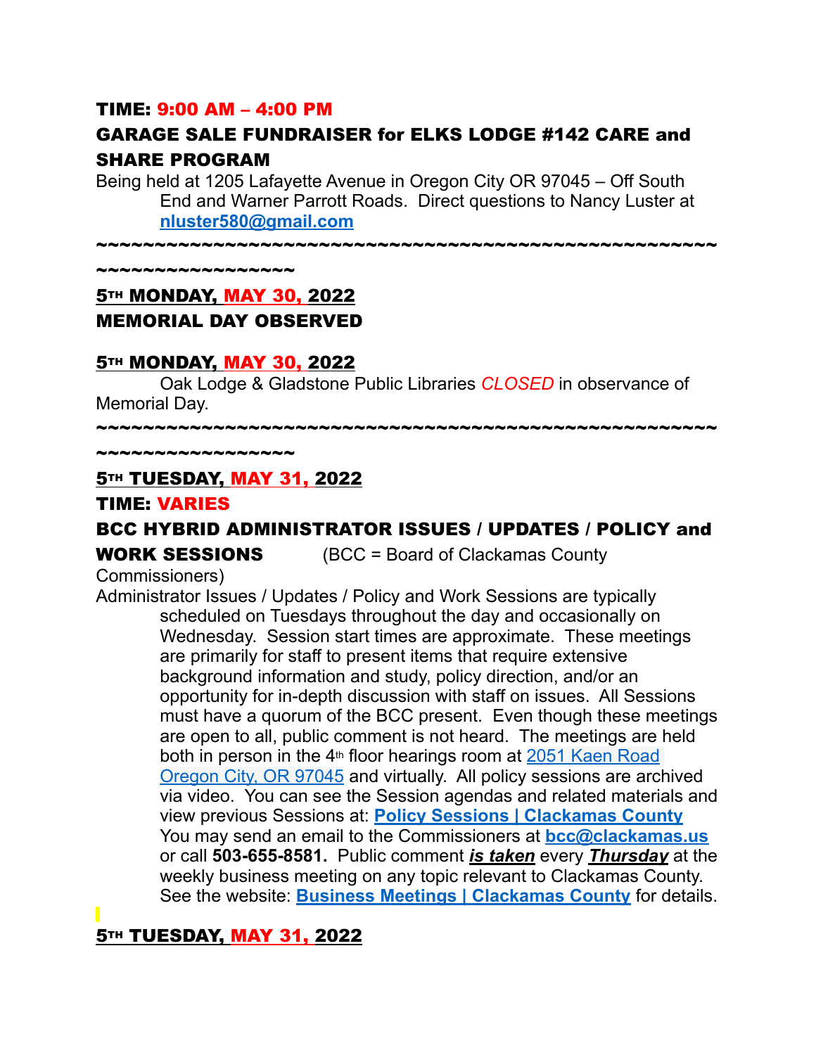**TIME: 9:00 AM – 4:00 PM**

**GARAGE SALE FUNDRAISER for ELKS LODGE #142 CARE and SHARE PROGRAM**

Being held at 1205 Lafayette Avenue in Oregon City OR 97045 – Off South End and Warner Parrott Roads. Direct questions to Nancy Luster at **nluster580@gmail.com**

~~~~~~~~~~~~~~~~~~~~~~~~~~~~~~~~~~~~~~~~~~~~~~~~~~~~~~~~~~~~~~~~~~~~~~

**5TH MONDAY, MAY 30, 2022**

**MEMORIAL DAY OBSERVED**

**5TH MONDAY, MAY 30, 2022**

Oak Lodge & Gladstone Public Libraries *CLOSED* in observance of Memorial Day.

~~~~~~~~~~~~~~~~~~~~~~~~~~~~~~~~~~~~~~~~~~~~~~~~~~~~~~~~~~~~~~~~~~~~~~

**5TH TUESDAY, MAY 31, 2022**

**TIME: VARIES**

**BCC HYBRID ADMINISTRATOR ISSUES / UPDATES / POLICY and WORK SESSIONS** (BCC = Board of Clackamas County Commissioners)

Administrator Issues / Updates / Policy and Work Sessions are typically scheduled on Tuesdays throughout the day and occasionally on Wednesday. Session start times are approximate. These meetings are primarily for staff to present items that require extensive background information and study, policy direction, and/or an opportunity for in-depth discussion with staff on issues. All Sessions must have a quorum of the BCC present. Even though these meetings are open to all, public comment is not heard. The meetings are held both in person in the 4th floor hearings room at 2051 Kaen Road Oregon City, OR 97045 and virtually. All policy sessions are archived via video. You can see the Session agendas and related materials and view previous Sessions at: **Policy Sessions | Clackamas County** You may send an email to the Commissioners at **bcc@clackamas.us** or call **503-655-8581.** Public comment ***is taken*** every ***Thursday*** at the weekly business meeting on any topic relevant to Clackamas County. See the website: **Business Meetings | Clackamas County** for details.

**5TH TUESDAY, MAY 31, 2022**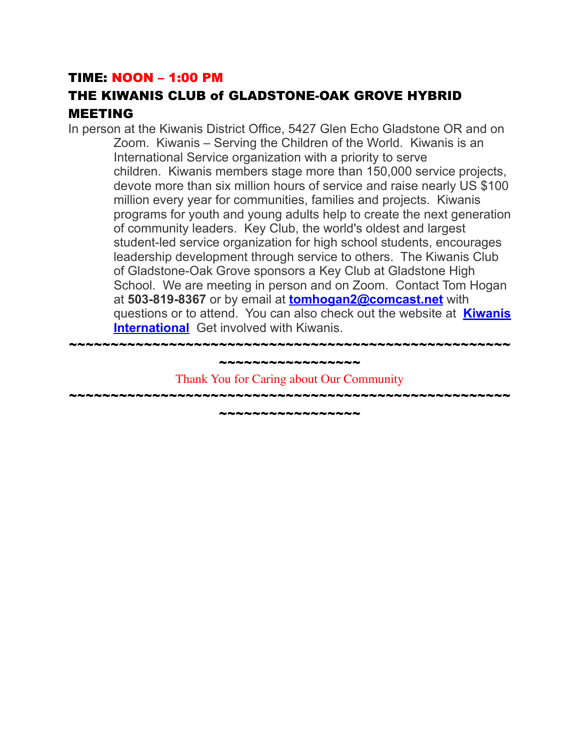**TIME: NOON – 1:00 PM**

**THE KIWANIS CLUB of GLADSTONE-OAK GROVE HYBRID MEETING**

In person at the Kiwanis District Office, 5427 Glen Echo Gladstone OR and on Zoom. Kiwanis – Serving the Children of the World. Kiwanis is an International Service organization with a priority to serve children. Kiwanis members stage more than 150,000 service projects, devote more than six million hours of service and raise nearly US $100 million every year for communities, families and projects. Kiwanis programs for youth and young adults help to create the next generation of community leaders. Key Club, the world's oldest and largest student-led service organization for high school students, encourages leadership development through service to others. The Kiwanis Club of Gladstone-Oak Grove sponsors a Key Club at Gladstone High School. We are meeting in person and on Zoom. Contact Tom Hogan at **503-819-8367** or by email at **tomhogan2@comcast.net** with questions or to attend. You can also check out the website at **Kiwanis International** Get involved with Kiwanis.

~~~~~~~~~~~~~~~~~~~~~~~~~~~~~~~~~~~~~~~~~~~~~~~~~~~~~~~~~~~~~~~~~

Thank You for Caring about Our Community

~~~~~~~~~~~~~~~~~~~~~~~~~~~~~~~~~~~~~~~~~~~~~~~~~~~~~~~~~~~~~~~~~